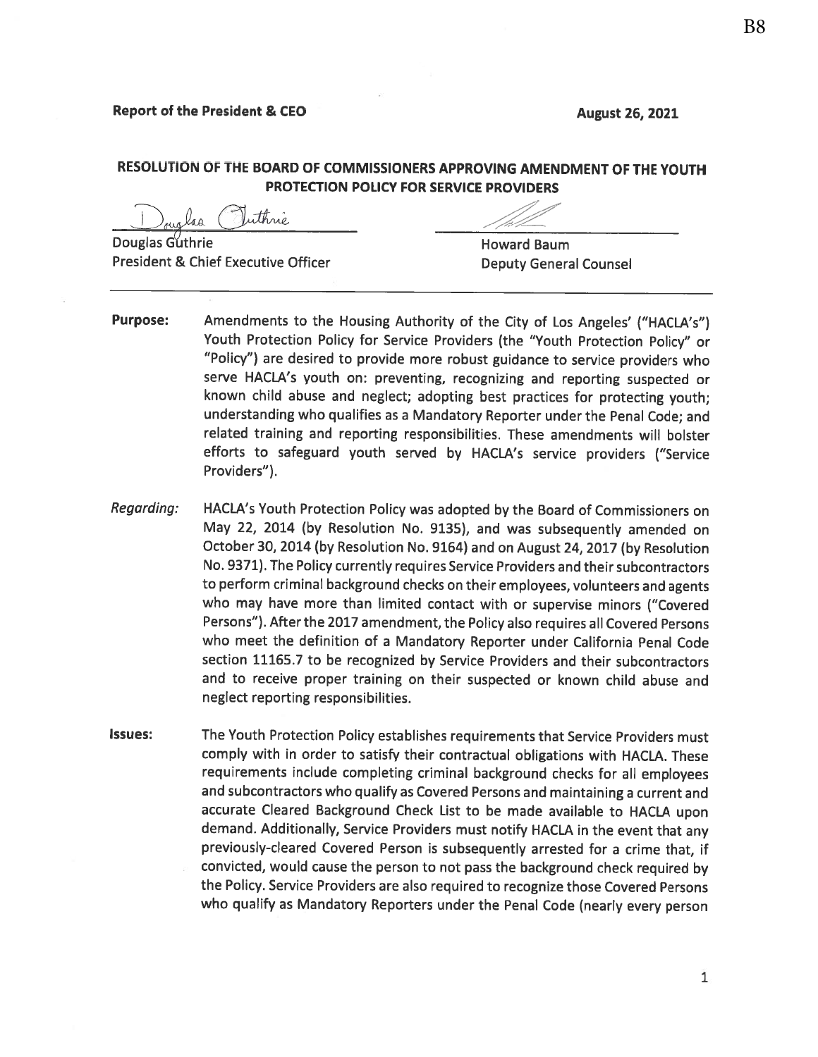**Report of the President & CEO** **August 26, 2021**

**RESOLUTION OF THE BOARD OF COMMISSIONERS APPROVING AMENDMENT OF THE YOUTH PROTECTION POLICY FOR SERVICE PROVIDERS**

| | |
|---|---|
| Douglas Guthrie | Howard Baum |
| President & Chief Executive Officer | Deputy General Counsel |

---

**Purpose:** Amendments to the Housing Authority of the City of Los Angeles' ("HACLA's") Youth Protection Policy for Service Providers (the "Youth Protection Policy" or "Policy") are desired to provide more robust guidance to service providers who serve HACLA's youth on: preventing, recognizing and reporting suspected or known child abuse and neglect; adopting best practices for protecting youth; understanding who qualifies as a Mandatory Reporter under the Penal Code; and related training and reporting responsibilities. These amendments will bolster efforts to safeguard youth served by HACLA's service providers ("Service Providers").

*Regarding:* HACLA's Youth Protection Policy was adopted by the Board of Commissioners on May 22, 2014 (by Resolution No. 9135), and was subsequently amended on October 30, 2014 (by Resolution No. 9164) and on August 24, 2017 (by Resolution No. 9371). The Policy currently requires Service Providers and their subcontractors to perform criminal background checks on their employees, volunteers and agents who may have more than limited contact with or supervise minors ("Covered Persons"). After the 2017 amendment, the Policy also requires all Covered Persons who meet the definition of a Mandatory Reporter under California Penal Code section 11165.7 to be recognized by Service Providers and their subcontractors and to receive proper training on their suspected or known child abuse and neglect reporting responsibilities.

**Issues:** The Youth Protection Policy establishes requirements that Service Providers must comply with in order to satisfy their contractual obligations with HACLA. These requirements include completing criminal background checks for all employees and subcontractors who qualify as Covered Persons and maintaining a current and accurate Cleared Background Check List to be made available to HACLA upon demand. Additionally, Service Providers must notify HACLA in the event that any previously-cleared Covered Person is subsequently arrested for a crime that, if convicted, would cause the person to not pass the background check required by the Policy. Service Providers are also required to recognize those Covered Persons who qualify as Mandatory Reporters under the Penal Code (nearly every person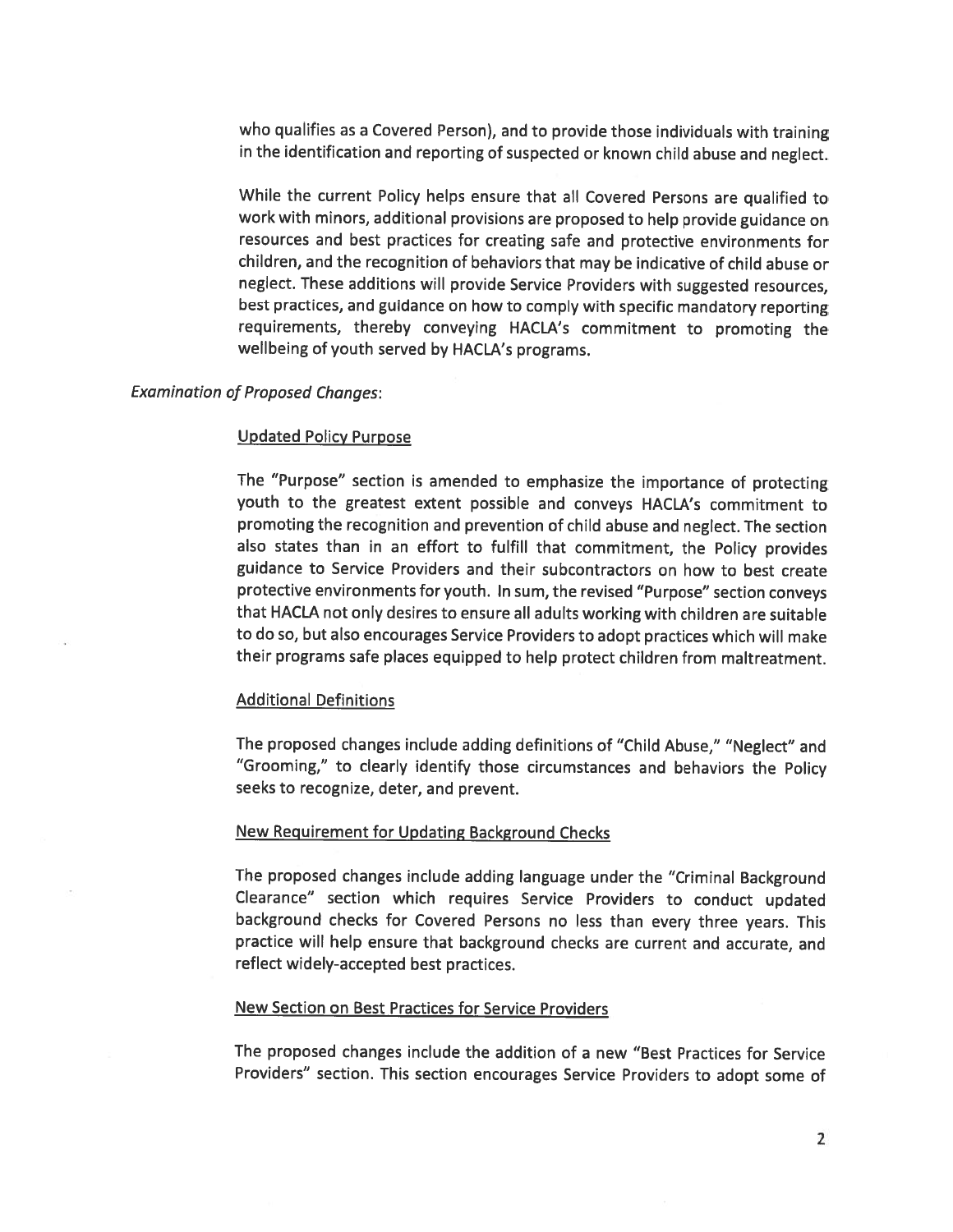who qualifies as a Covered Person), and to provide those individuals with training in the identification and reporting of suspected or known child abuse and neglect.

While the current Policy helps ensure that all Covered Persons are qualified to work with minors, additional provisions are proposed to help provide guidance on resources and best practices for creating safe and protective environments for children, and the recognition of behaviors that may be indicative of child abuse or neglect. These additions will provide Service Providers with suggested resources, best practices, and guidance on how to comply with specific mandatory reporting requirements, thereby conveying HACLA's commitment to promoting the wellbeing of youth served by HACLA's programs.

*Examination of Proposed Changes*:

<u>Updated Policy Purpose</u>

The "Purpose" section is amended to emphasize the importance of protecting youth to the greatest extent possible and conveys HACLA's commitment to promoting the recognition and prevention of child abuse and neglect. The section also states than in an effort to fulfill that commitment, the Policy provides guidance to Service Providers and their subcontractors on how to best create protective environments for youth. In sum, the revised "Purpose" section conveys that HACLA not only desires to ensure all adults working with children are suitable to do so, but also encourages Service Providers to adopt practices which will make their programs safe places equipped to help protect children from maltreatment.

<u>Additional Definitions</u>

The proposed changes include adding definitions of "Child Abuse," "Neglect" and "Grooming," to clearly identify those circumstances and behaviors the Policy seeks to recognize, deter, and prevent.

<u>New Requirement for Updating Background Checks</u>

The proposed changes include adding language under the "Criminal Background Clearance" section which requires Service Providers to conduct updated background checks for Covered Persons no less than every three years. This practice will help ensure that background checks are current and accurate, and reflect widely-accepted best practices.

<u>New Section on Best Practices for Service Providers</u>

The proposed changes include the addition of a new "Best Practices for Service Providers" section. This section encourages Service Providers to adopt some of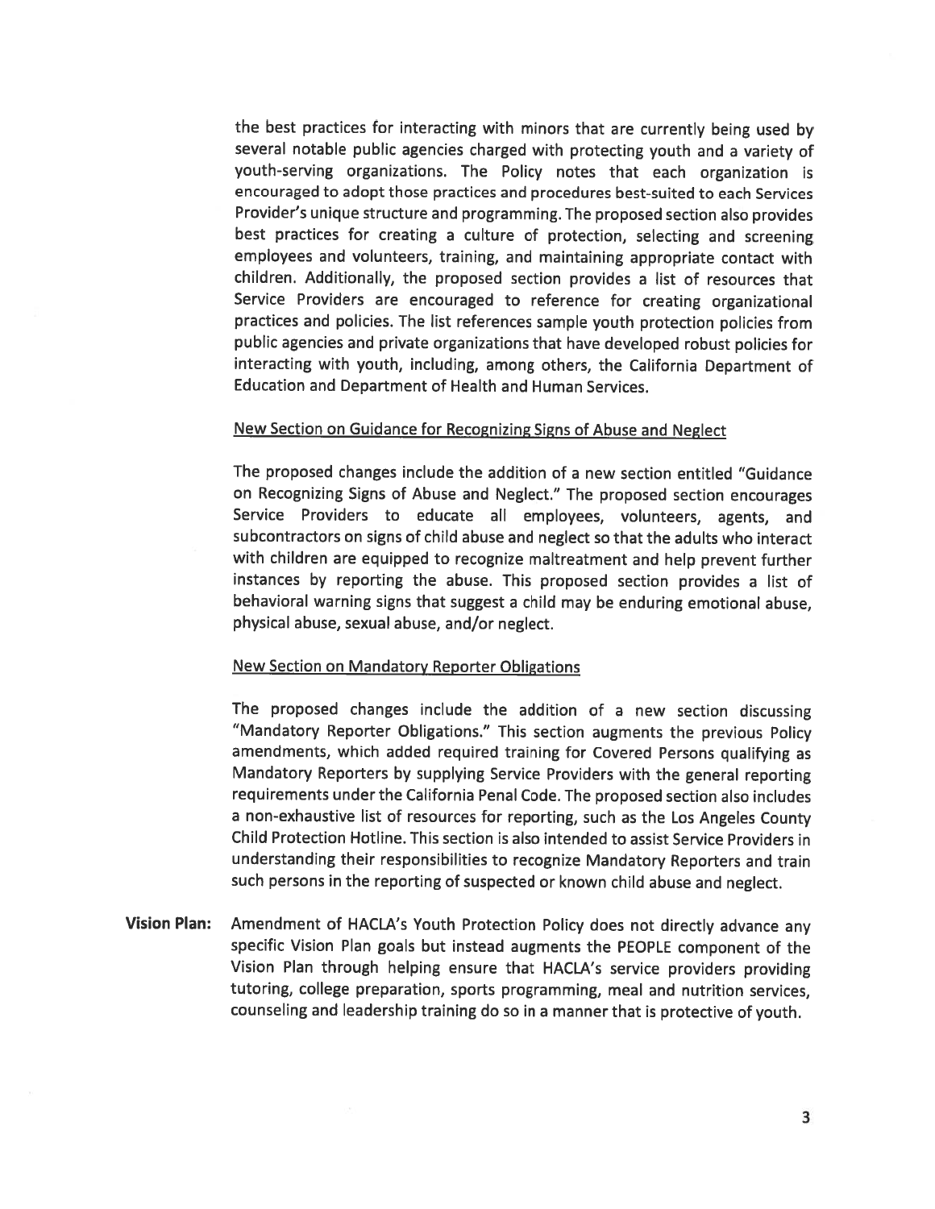the best practices for interacting with minors that are currently being used by several notable public agencies charged with protecting youth and a variety of youth-serving organizations. The Policy notes that each organization is encouraged to adopt those practices and procedures best-suited to each Services Provider's unique structure and programming. The proposed section also provides best practices for creating a culture of protection, selecting and screening employees and volunteers, training, and maintaining appropriate contact with children. Additionally, the proposed section provides a list of resources that Service Providers are encouraged to reference for creating organizational practices and policies. The list references sample youth protection policies from public agencies and private organizations that have developed robust policies for interacting with youth, including, among others, the California Department of Education and Department of Health and Human Services.

<u>New Section on Guidance for Recognizing Signs of Abuse and Neglect</u>

The proposed changes include the addition of a new section entitled "Guidance on Recognizing Signs of Abuse and Neglect." The proposed section encourages Service Providers to educate all employees, volunteers, agents, and subcontractors on signs of child abuse and neglect so that the adults who interact with children are equipped to recognize maltreatment and help prevent further instances by reporting the abuse. This proposed section provides a list of behavioral warning signs that suggest a child may be enduring emotional abuse, physical abuse, sexual abuse, and/or neglect.

<u>New Section on Mandatory Reporter Obligations</u>

The proposed changes include the addition of a new section discussing "Mandatory Reporter Obligations." This section augments the previous Policy amendments, which added required training for Covered Persons qualifying as Mandatory Reporters by supplying Service Providers with the general reporting requirements under the California Penal Code. The proposed section also includes a non-exhaustive list of resources for reporting, such as the Los Angeles County Child Protection Hotline. This section is also intended to assist Service Providers in understanding their responsibilities to recognize Mandatory Reporters and train such persons in the reporting of suspected or known child abuse and neglect.

**Vision Plan:** Amendment of HACLA's Youth Protection Policy does not directly advance any specific Vision Plan goals but instead augments the PEOPLE component of the Vision Plan through helping ensure that HACLA's service providers providing tutoring, college preparation, sports programming, meal and nutrition services, counseling and leadership training do so in a manner that is protective of youth.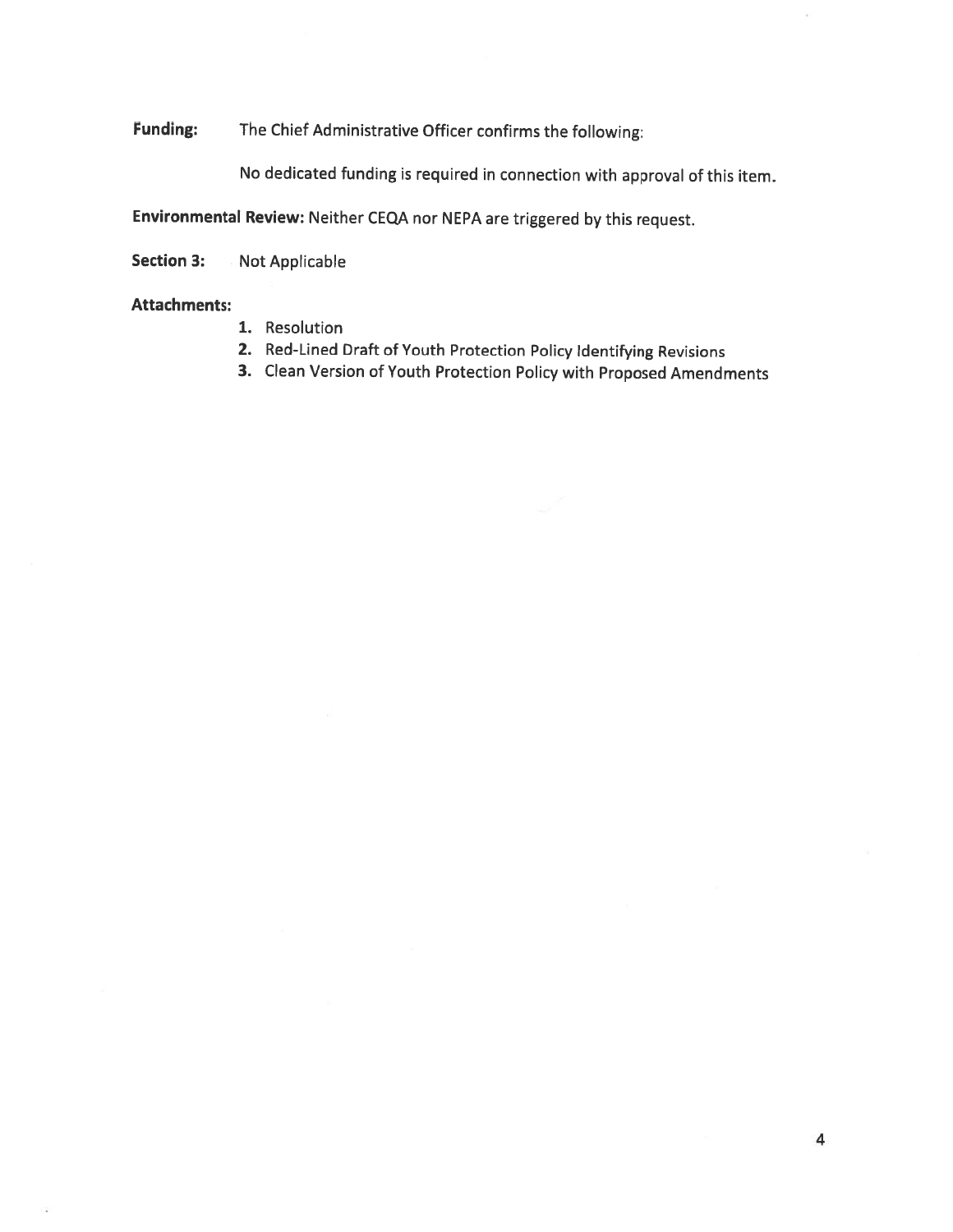**Funding:** The Chief Administrative Officer confirms the following:

No dedicated funding is required in connection with approval of this item.

**Environmental Review:** Neither CEQA nor NEPA are triggered by this request.

**Section 3:** Not Applicable

**Attachments:**

1. Resolution
2. Red-Lined Draft of Youth Protection Policy Identifying Revisions
3. Clean Version of Youth Protection Policy with Proposed Amendments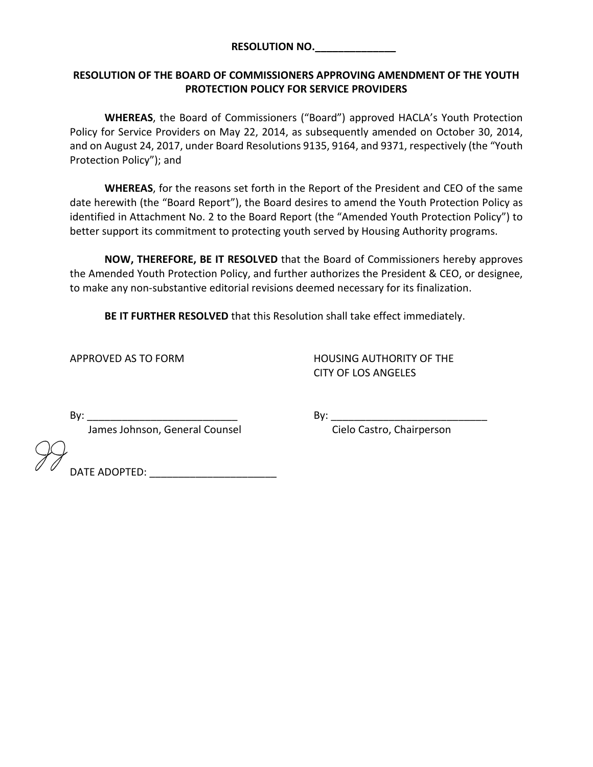**RESOLUTION NO.______________**

**RESOLUTION OF THE BOARD OF COMMISSIONERS APPROVING AMENDMENT OF THE YOUTH PROTECTION POLICY FOR SERVICE PROVIDERS**

**WHEREAS**, the Board of Commissioners ("Board") approved HACLA's Youth Protection Policy for Service Providers on May 22, 2014, as subsequently amended on October 30, 2014, and on August 24, 2017, under Board Resolutions 9135, 9164, and 9371, respectively (the "Youth Protection Policy"); and

**WHEREAS**, for the reasons set forth in the Report of the President and CEO of the same date herewith (the "Board Report"), the Board desires to amend the Youth Protection Policy as identified in Attachment No. 2 to the Board Report (the "Amended Youth Protection Policy") to better support its commitment to protecting youth served by Housing Authority programs.

**NOW, THEREFORE, BE IT RESOLVED** that the Board of Commissioners hereby approves the Amended Youth Protection Policy, and further authorizes the President & CEO, or designee, to make any non-substantive editorial revisions deemed necessary for its finalization.

**BE IT FURTHER RESOLVED** that this Resolution shall take effect immediately.

APPROVED AS TO FORM

By: __________________________
James Johnson, General Counsel

HOUSING AUTHORITY OF THE CITY OF LOS ANGELES

By: ___________________________
Cielo Castro, Chairperson

JJ

DATE ADOPTED: ______________________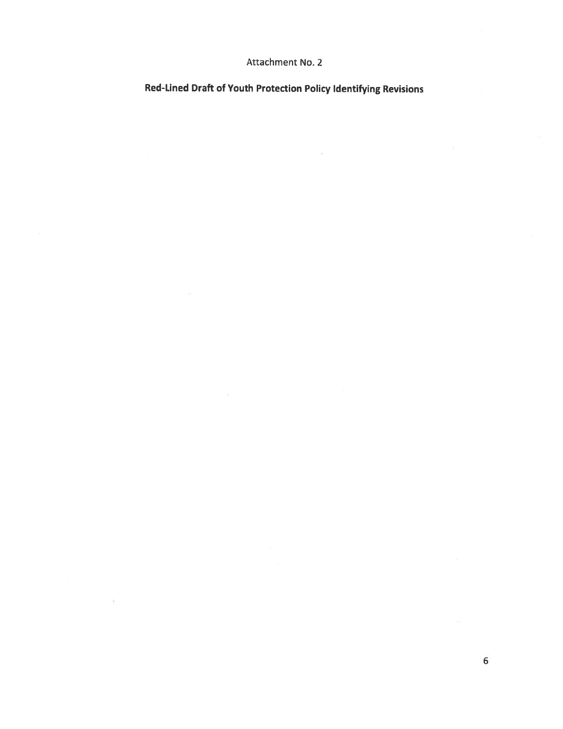Attachment No. 2

**Red-Lined Draft of Youth Protection Policy Identifying Revisions**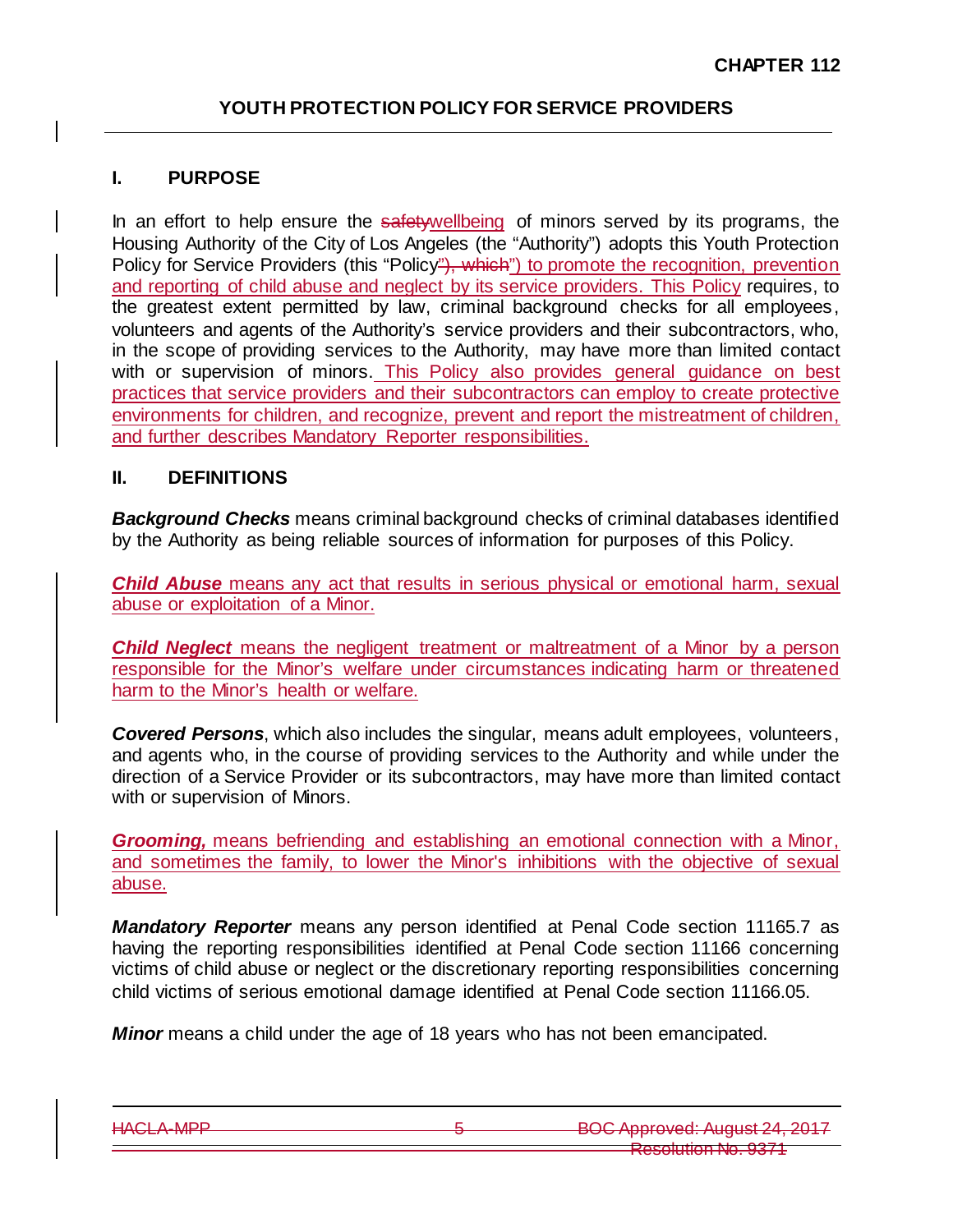**CHAPTER 112**

## YOUTH PROTECTION POLICY FOR SERVICE PROVIDERS

### I. PURPOSE

In an effort to help ensure the ~~safety~~wellbeing of minors served by its programs, the Housing Authority of the City of Los Angeles (the "Authority") adopts this Youth Protection Policy for Service Providers (this "Policy~~"), which~~") to promote the recognition, prevention and reporting of child abuse and neglect by its service providers. This Policy requires, to the greatest extent permitted by law, criminal background checks for all employees, volunteers and agents of the Authority's service providers and their subcontractors, who, in the scope of providing services to the Authority, may have more than limited contact with or supervision of minors. This Policy also provides general guidance on best practices that service providers and their subcontractors can employ to create protective environments for children, and recognize, prevent and report the mistreatment of children, and further describes Mandatory Reporter responsibilities.

### II. DEFINITIONS

***Background Checks*** means criminal background checks of criminal databases identified by the Authority as being reliable sources of information for purposes of this Policy.

***Child Abuse*** means any act that results in serious physical or emotional harm, sexual abuse or exploitation of a Minor.

***Child Neglect*** means the negligent treatment or maltreatment of a Minor by a person responsible for the Minor's welfare under circumstances indicating harm or threatened harm to the Minor's health or welfare.

***Covered Persons***, which also includes the singular, means adult employees, volunteers, and agents who, in the course of providing services to the Authority and while under the direction of a Service Provider or its subcontractors, may have more than limited contact with or supervision of Minors.

***Grooming,*** means befriending and establishing an emotional connection with a Minor, and sometimes the family, to lower the Minor's inhibitions with the objective of sexual abuse.

***Mandatory Reporter*** means any person identified at Penal Code section 11165.7 as having the reporting responsibilities identified at Penal Code section 11166 concerning victims of child abuse or neglect or the discretionary reporting responsibilities concerning child victims of serious emotional damage identified at Penal Code section 11166.05.

***Minor*** means a child under the age of 18 years who has not been emancipated.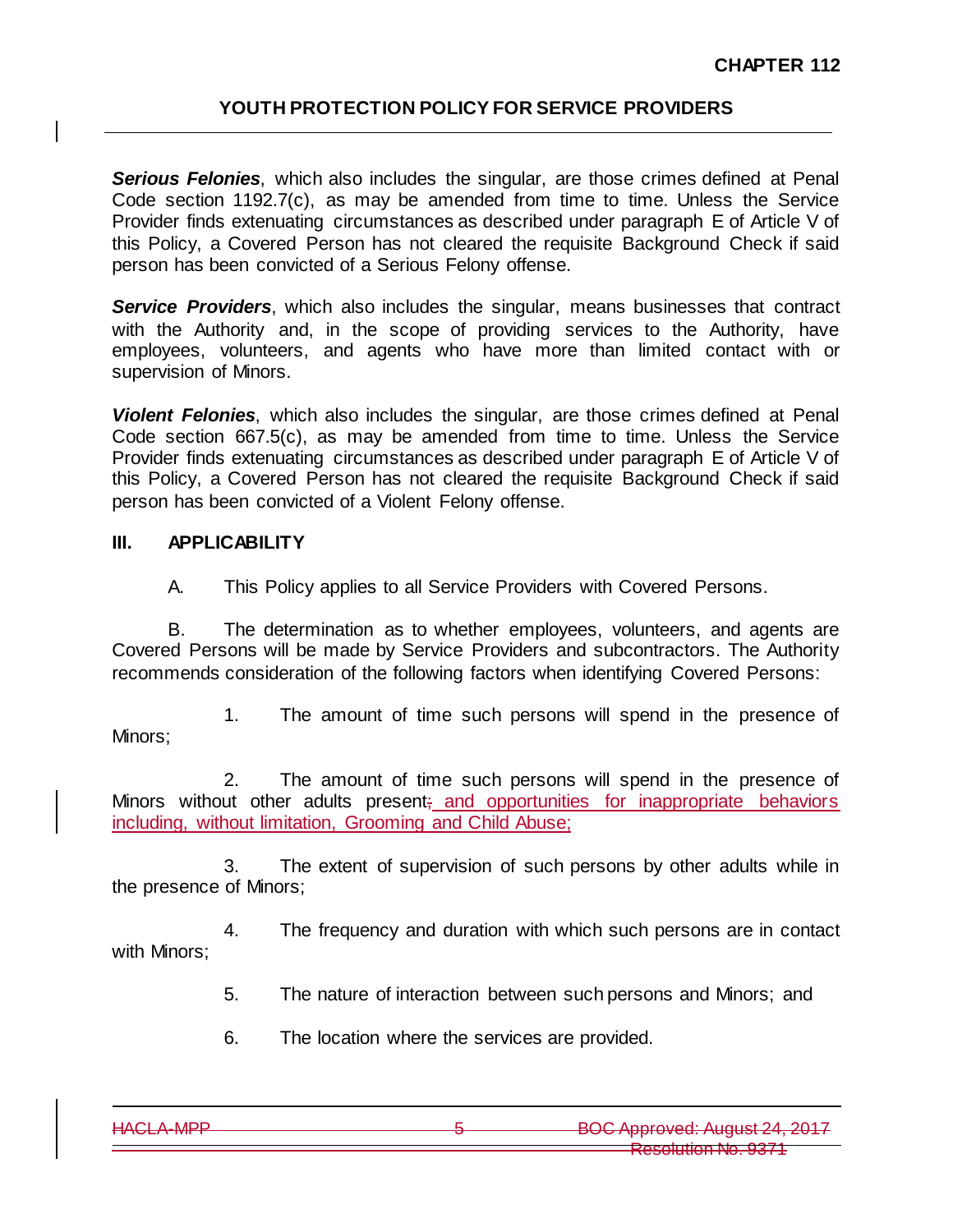**_Serious Felonies_**, which also includes the singular, are those crimes defined at Penal Code section 1192.7(c), as may be amended from time to time. Unless the Service Provider finds extenuating circumstances as described under paragraph E of Article V of this Policy, a Covered Person has not cleared the requisite Background Check if said person has been convicted of a Serious Felony offense.

**_Service Providers_**, which also includes the singular, means businesses that contract with the Authority and, in the scope of providing services to the Authority, have employees, volunteers, and agents who have more than limited contact with or supervision of Minors.

**_Violent Felonies_**, which also includes the singular, are those crimes defined at Penal Code section 667.5(c), as may be amended from time to time. Unless the Service Provider finds extenuating circumstances as described under paragraph E of Article V of this Policy, a Covered Person has not cleared the requisite Background Check if said person has been convicted of a Violent Felony offense.

## III. APPLICABILITY

A. This Policy applies to all Service Providers with Covered Persons.

B. The determination as to whether employees, volunteers, and agents are Covered Persons will be made by Service Providers and subcontractors. The Authority recommends consideration of the following factors when identifying Covered Persons:

1. The amount of time such persons will spend in the presence of Minors;

2. The amount of time such persons will spend in the presence of Minors without other adults present~~;~~ and opportunities for inappropriate behaviors including, without limitation, Grooming and Child Abuse;

3. The extent of supervision of such persons by other adults while in the presence of Minors;

4. The frequency and duration with which such persons are in contact with Minors;

5. The nature of interaction between such persons and Minors; and

6. The location where the services are provided.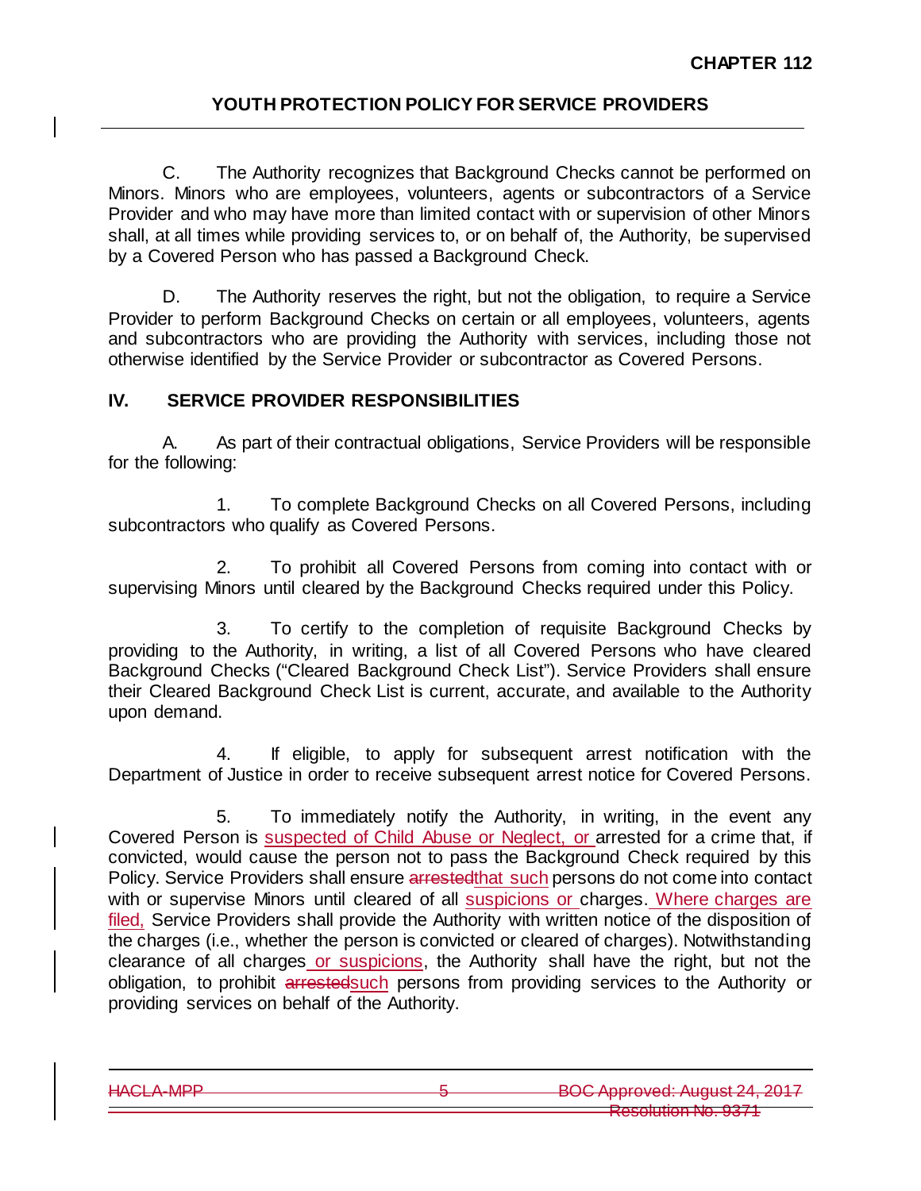C. The Authority recognizes that Background Checks cannot be performed on Minors. Minors who are employees, volunteers, agents or subcontractors of a Service Provider and who may have more than limited contact with or supervision of other Minors shall, at all times while providing services to, or on behalf of, the Authority, be supervised by a Covered Person who has passed a Background Check.

D. The Authority reserves the right, but not the obligation, to require a Service Provider to perform Background Checks on certain or all employees, volunteers, agents and subcontractors who are providing the Authority with services, including those not otherwise identified by the Service Provider or subcontractor as Covered Persons.

## IV. SERVICE PROVIDER RESPONSIBILITIES

A. As part of their contractual obligations, Service Providers will be responsible for the following:

1. To complete Background Checks on all Covered Persons, including subcontractors who qualify as Covered Persons.

2. To prohibit all Covered Persons from coming into contact with or supervising Minors until cleared by the Background Checks required under this Policy.

3. To certify to the completion of requisite Background Checks by providing to the Authority, in writing, a list of all Covered Persons who have cleared Background Checks ("Cleared Background Check List"). Service Providers shall ensure their Cleared Background Check List is current, accurate, and available to the Authority upon demand.

4. If eligible, to apply for subsequent arrest notification with the Department of Justice in order to receive subsequent arrest notice for Covered Persons.

5. To immediately notify the Authority, in writing, in the event any Covered Person is suspected of Child Abuse or Neglect, or arrested for a crime that, if convicted, would cause the person not to pass the Background Check required by this Policy. Service Providers shall ensure ~~arrested~~that such persons do not come into contact with or supervise Minors until cleared of all suspicions or charges. Where charges are filed, Service Providers shall provide the Authority with written notice of the disposition of the charges (i.e., whether the person is convicted or cleared of charges). Notwithstanding clearance of all charges or suspicions, the Authority shall have the right, but not the obligation, to prohibit ~~arrested~~such persons from providing services to the Authority or providing services on behalf of the Authority.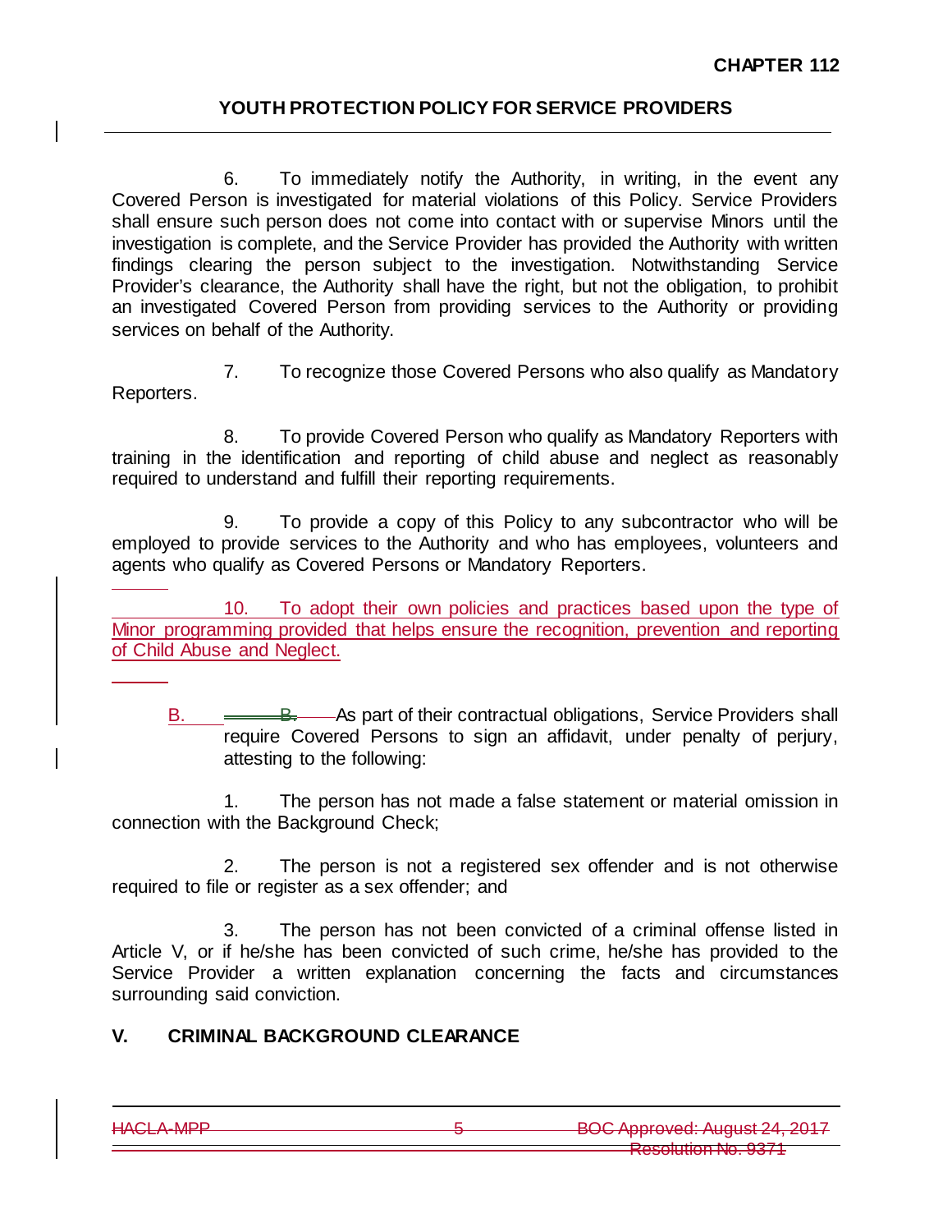6. To immediately notify the Authority, in writing, in the event any Covered Person is investigated for material violations of this Policy. Service Providers shall ensure such person does not come into contact with or supervise Minors until the investigation is complete, and the Service Provider has provided the Authority with written findings clearing the person subject to the investigation. Notwithstanding Service Provider's clearance, the Authority shall have the right, but not the obligation, to prohibit an investigated Covered Person from providing services to the Authority or providing services on behalf of the Authority.

7. To recognize those Covered Persons who also qualify as Mandatory Reporters.

8. To provide Covered Person who qualify as Mandatory Reporters with training in the identification and reporting of child abuse and neglect as reasonably required to understand and fulfill their reporting requirements.

9. To provide a copy of this Policy to any subcontractor who will be employed to provide services to the Authority and who has employees, volunteers and agents who qualify as Covered Persons or Mandatory Reporters.

10. To adopt their own policies and practices based upon the type of Minor programming provided that helps ensure the recognition, prevention and reporting of Child Abuse and Neglect.

B. As part of their contractual obligations, Service Providers shall require Covered Persons to sign an affidavit, under penalty of perjury, attesting to the following:

1. The person has not made a false statement or material omission in connection with the Background Check;

2. The person is not a registered sex offender and is not otherwise required to file or register as a sex offender; and

3. The person has not been convicted of a criminal offense listed in Article V, or if he/she has been convicted of such crime, he/she has provided to the Service Provider a written explanation concerning the facts and circumstances surrounding said conviction.

## V. CRIMINAL BACKGROUND CLEARANCE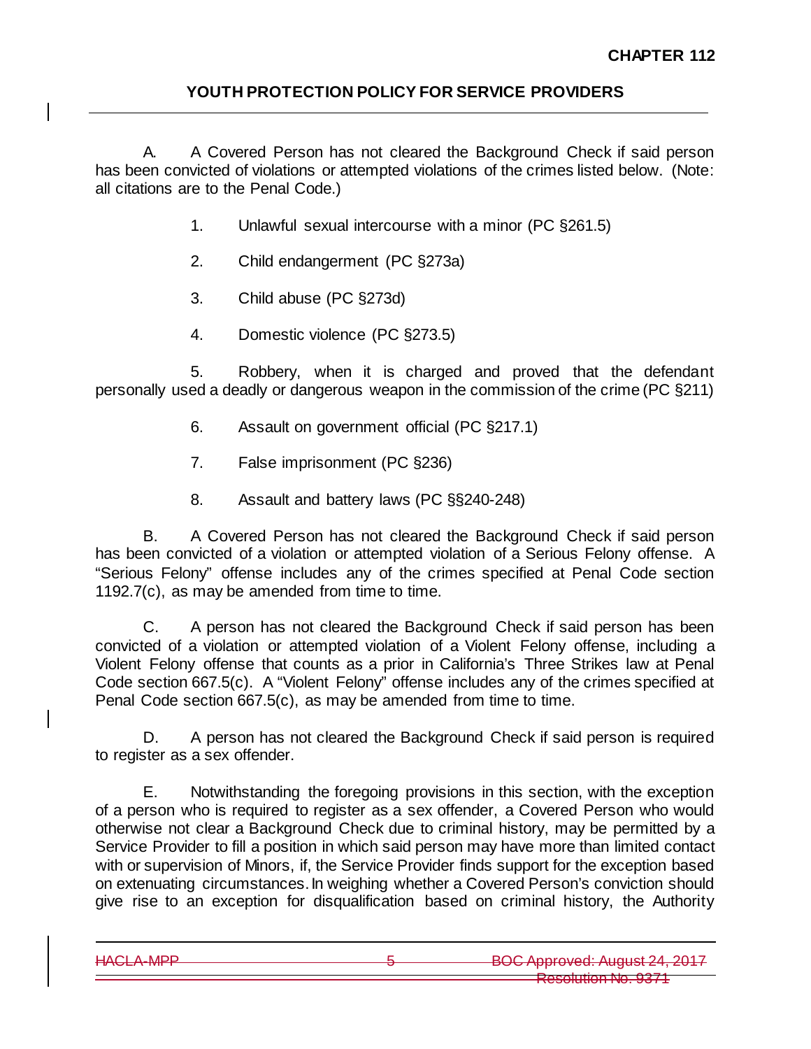## YOUTH PROTECTION POLICY FOR SERVICE PROVIDERS

A. A Covered Person has not cleared the Background Check if said person has been convicted of violations or attempted violations of the crimes listed below. (Note: all citations are to the Penal Code.)

1. Unlawful sexual intercourse with a minor (PC §261.5)

2. Child endangerment (PC §273a)

3. Child abuse (PC §273d)

4. Domestic violence (PC §273.5)

5. Robbery, when it is charged and proved that the defendant personally used a deadly or dangerous weapon in the commission of the crime (PC §211)

6. Assault on government official (PC §217.1)

7. False imprisonment (PC §236)

8. Assault and battery laws (PC §§240-248)

B. A Covered Person has not cleared the Background Check if said person has been convicted of a violation or attempted violation of a Serious Felony offense. A "Serious Felony" offense includes any of the crimes specified at Penal Code section 1192.7(c), as may be amended from time to time.

C. A person has not cleared the Background Check if said person has been convicted of a violation or attempted violation of a Violent Felony offense, including a Violent Felony offense that counts as a prior in California's Three Strikes law at Penal Code section 667.5(c). A "Violent Felony" offense includes any of the crimes specified at Penal Code section 667.5(c), as may be amended from time to time.

D. A person has not cleared the Background Check if said person is required to register as a sex offender.

E. Notwithstanding the foregoing provisions in this section, with the exception of a person who is required to register as a sex offender, a Covered Person who would otherwise not clear a Background Check due to criminal history, may be permitted by a Service Provider to fill a position in which said person may have more than limited contact with or supervision of Minors, if, the Service Provider finds support for the exception based on extenuating circumstances. In weighing whether a Covered Person's conviction should give rise to an exception for disqualification based on criminal history, the Authority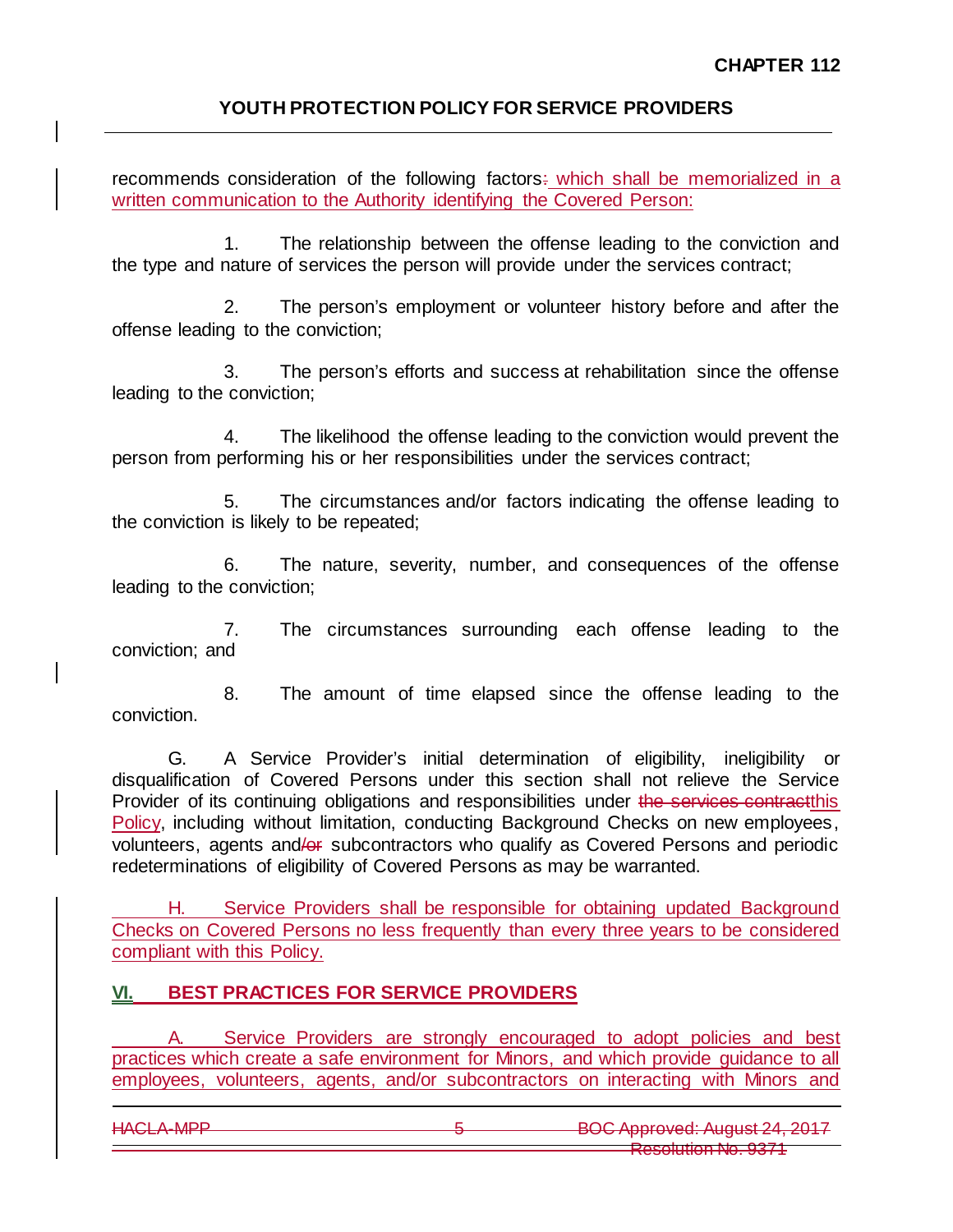recommends consideration of the following factors: which shall be memorialized in a written communication to the Authority identifying the Covered Person:

1. The relationship between the offense leading to the conviction and the type and nature of services the person will provide under the services contract;

2. The person's employment or volunteer history before and after the offense leading to the conviction;

3. The person's efforts and success at rehabilitation since the offense leading to the conviction;

4. The likelihood the offense leading to the conviction would prevent the person from performing his or her responsibilities under the services contract;

5. The circumstances and/or factors indicating the offense leading to the conviction is likely to be repeated;

6. The nature, severity, number, and consequences of the offense leading to the conviction;

7. The circumstances surrounding each offense leading to the conviction; and

8. The amount of time elapsed since the offense leading to the conviction.

G. A Service Provider's initial determination of eligibility, ineligibility or disqualification of Covered Persons under this section shall not relieve the Service Provider of its continuing obligations and responsibilities under ~~the services contract~~this Policy, including without limitation, conducting Background Checks on new employees, volunteers, agents and~~/or~~ subcontractors who qualify as Covered Persons and periodic redeterminations of eligibility of Covered Persons as may be warranted.

H. Service Providers shall be responsible for obtaining updated Background Checks on Covered Persons no less frequently than every three years to be considered compliant with this Policy.

## VI. BEST PRACTICES FOR SERVICE PROVIDERS

A. Service Providers are strongly encouraged to adopt policies and best practices which create a safe environment for Minors, and which provide guidance to all employees, volunteers, agents, and/or subcontractors on interacting with Minors and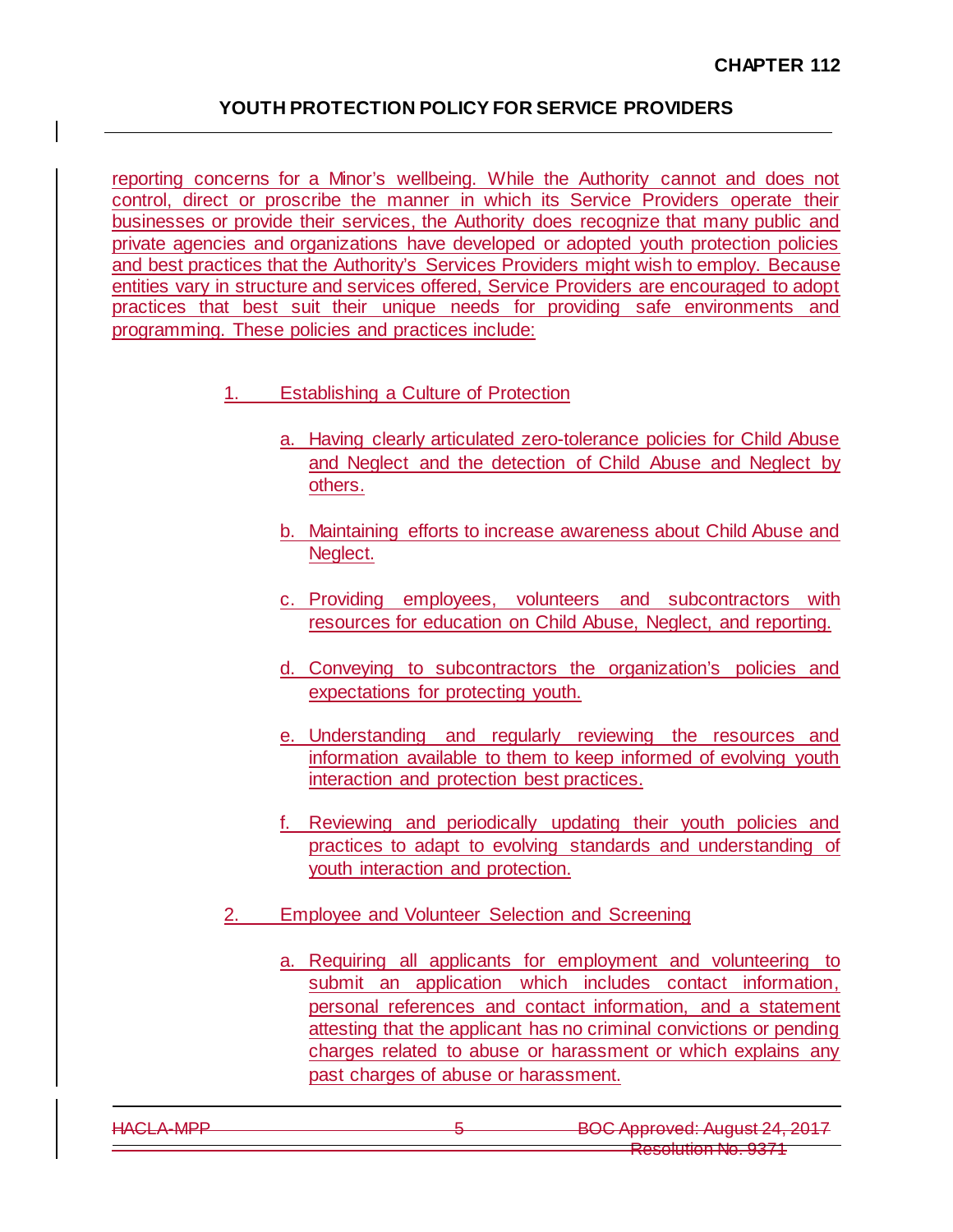reporting concerns for a Minor's wellbeing. While the Authority cannot and does not control, direct or proscribe the manner in which its Service Providers operate their businesses or provide their services, the Authority does recognize that many public and private agencies and organizations have developed or adopted youth protection policies and best practices that the Authority's Services Providers might wish to employ. Because entities vary in structure and services offered, Service Providers are encouraged to adopt practices that best suit their unique needs for providing safe environments and programming. These policies and practices include:

1. Establishing a Culture of Protection

   a. Having clearly articulated zero-tolerance policies for Child Abuse and Neglect and the detection of Child Abuse and Neglect by others.

   b. Maintaining efforts to increase awareness about Child Abuse and Neglect.

   c. Providing employees, volunteers and subcontractors with resources for education on Child Abuse, Neglect, and reporting.

   d. Conveying to subcontractors the organization's policies and expectations for protecting youth.

   e. Understanding and regularly reviewing the resources and information available to them to keep informed of evolving youth interaction and protection best practices.

   f. Reviewing and periodically updating their youth policies and practices to adapt to evolving standards and understanding of youth interaction and protection.

2. Employee and Volunteer Selection and Screening

   a. Requiring all applicants for employment and volunteering to submit an application which includes contact information, personal references and contact information, and a statement attesting that the applicant has no criminal convictions or pending charges related to abuse or harassment or which explains any past charges of abuse or harassment.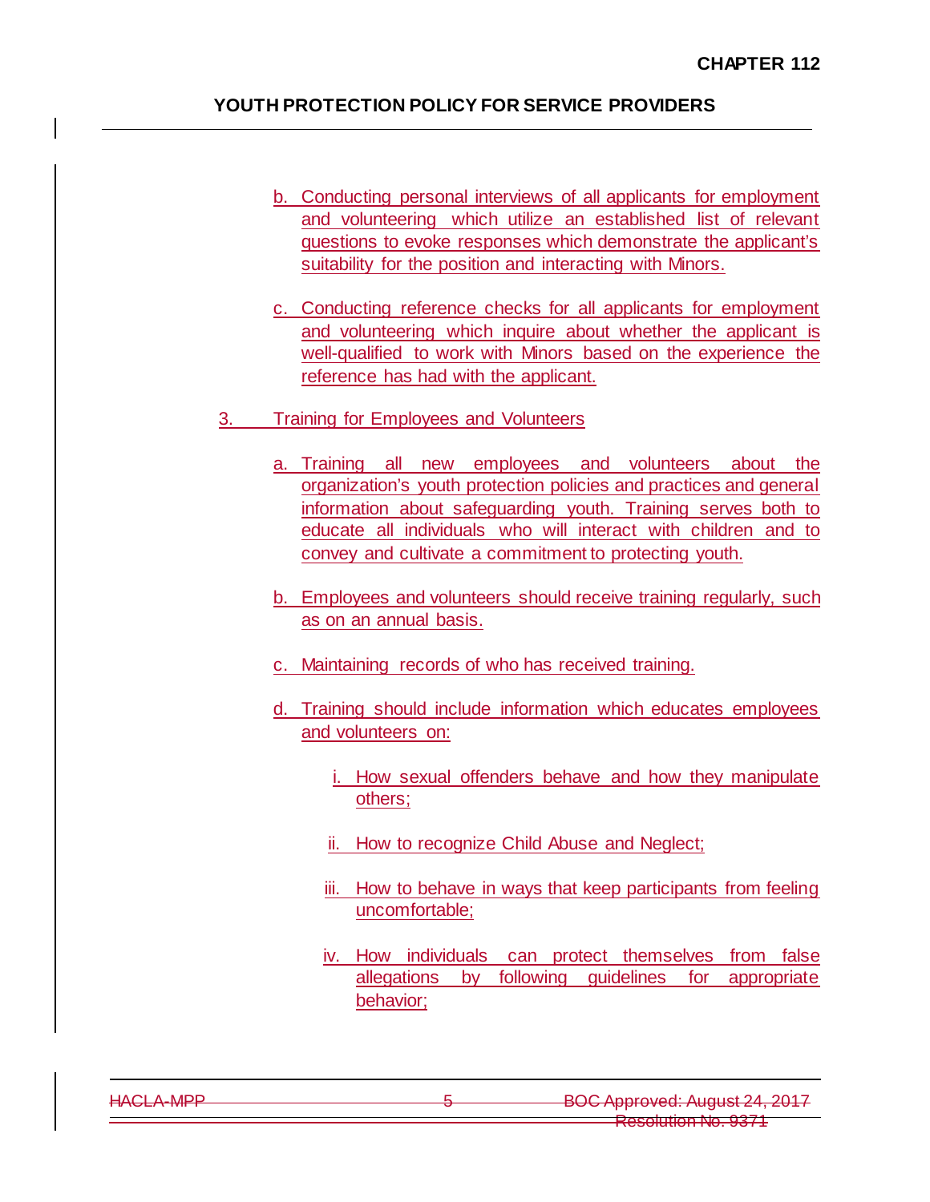b. Conducting personal interviews of all applicants for employment and volunteering which utilize an established list of relevant questions to evoke responses which demonstrate the applicant's suitability for the position and interacting with Minors.

c. Conducting reference checks for all applicants for employment and volunteering which inquire about whether the applicant is well-qualified to work with Minors based on the experience the reference has had with the applicant.

3. Training for Employees and Volunteers

a. Training all new employees and volunteers about the organization's youth protection policies and practices and general information about safeguarding youth. Training serves both to educate all individuals who will interact with children and to convey and cultivate a commitment to protecting youth.

b. Employees and volunteers should receive training regularly, such as on an annual basis.

c. Maintaining records of who has received training.

d. Training should include information which educates employees and volunteers on:

i. How sexual offenders behave and how they manipulate others;

ii. How to recognize Child Abuse and Neglect;

iii. How to behave in ways that keep participants from feeling uncomfortable;

iv. How individuals can protect themselves from false allegations by following guidelines for appropriate behavior;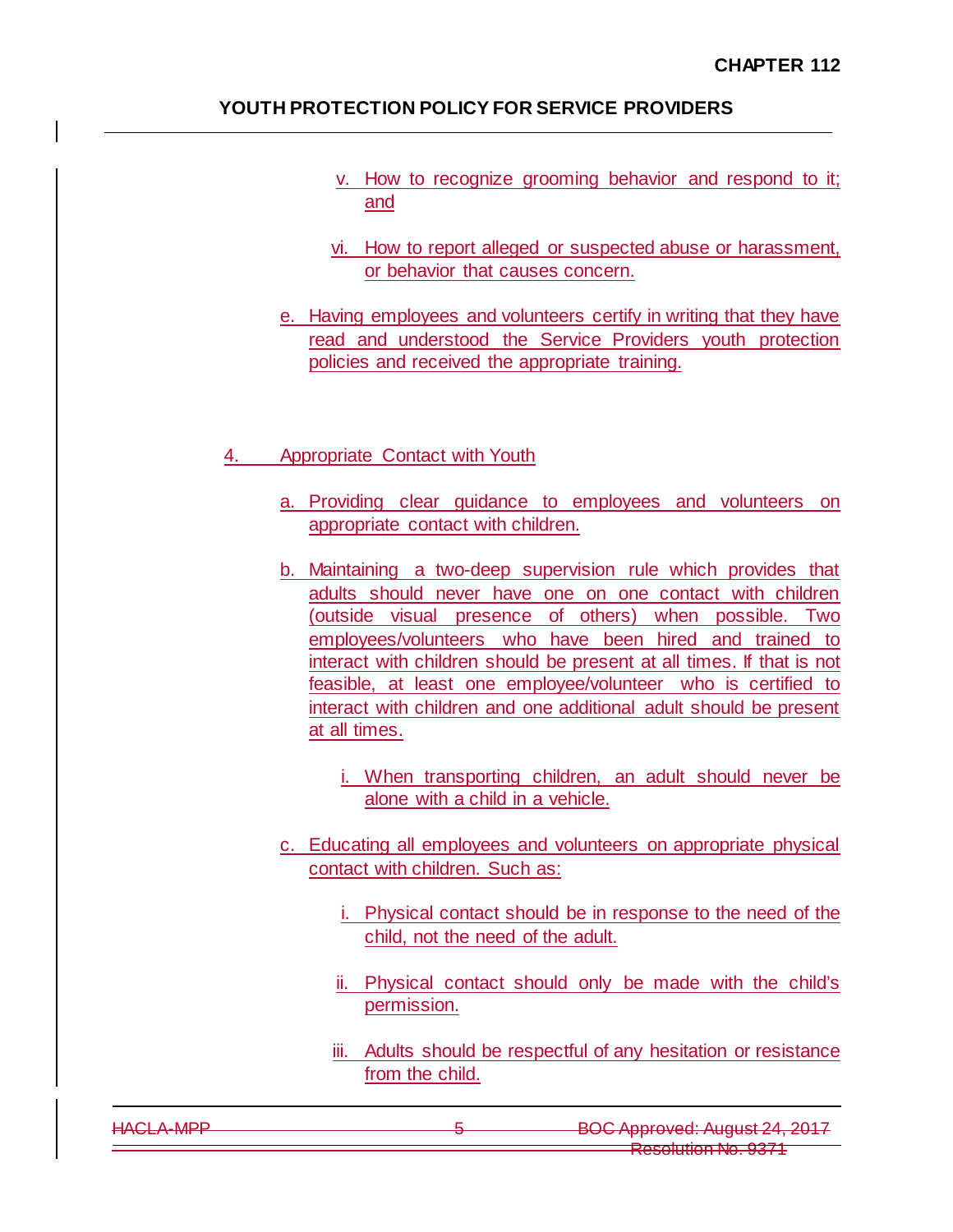v. How to recognize grooming behavior and respond to it; and

vi. How to report alleged or suspected abuse or harassment, or behavior that causes concern.

e. Having employees and volunteers certify in writing that they have read and understood the Service Providers youth protection policies and received the appropriate training.

## 4. Appropriate Contact with Youth

a. Providing clear guidance to employees and volunteers on appropriate contact with children.

b. Maintaining a two-deep supervision rule which provides that adults should never have one on one contact with children (outside visual presence of others) when possible. Two employees/volunteers who have been hired and trained to interact with children should be present at all times. If that is not feasible, at least one employee/volunteer who is certified to interact with children and one additional adult should be present at all times.

   i. When transporting children, an adult should never be alone with a child in a vehicle.

c. Educating all employees and volunteers on appropriate physical contact with children. Such as:

   i. Physical contact should be in response to the need of the child, not the need of the adult.

   ii. Physical contact should only be made with the child's permission.

   iii. Adults should be respectful of any hesitation or resistance from the child.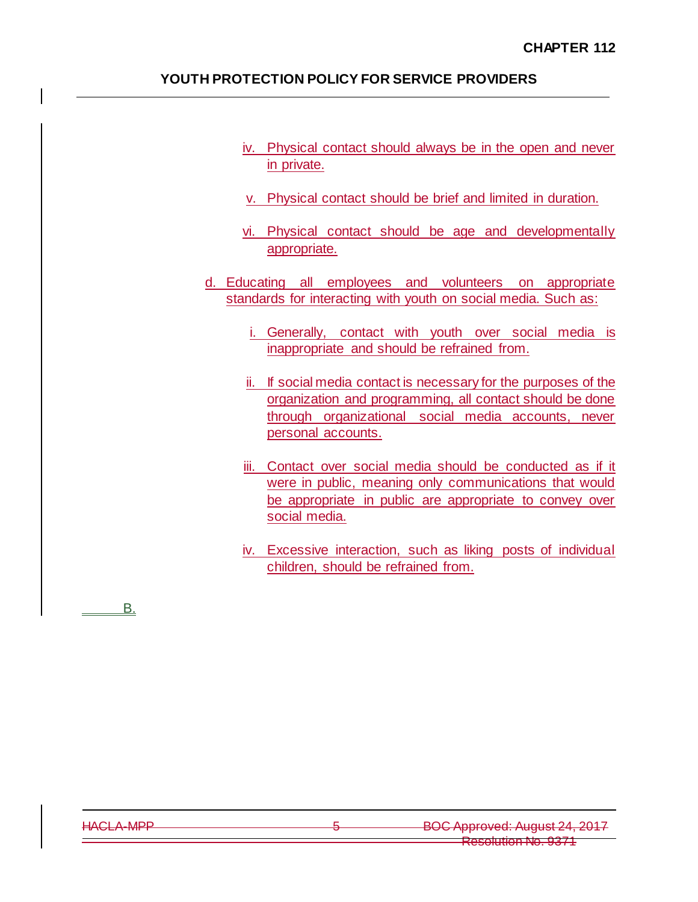iv. Physical contact should always be in the open and never in private.

v. Physical contact should be brief and limited in duration.

vi. Physical contact should be age and developmentally appropriate.

d. Educating all employees and volunteers on appropriate standards for interacting with youth on social media. Such as:

i. Generally, contact with youth over social media is inappropriate and should be refrained from.

ii. If social media contact is necessary for the purposes of the organization and programming, all contact should be done through organizational social media accounts, never personal accounts.

iii. Contact over social media should be conducted as if it were in public, meaning only communications that would be appropriate in public are appropriate to convey over social media.

iv. Excessive interaction, such as liking posts of individual children, should be refrained from.

B.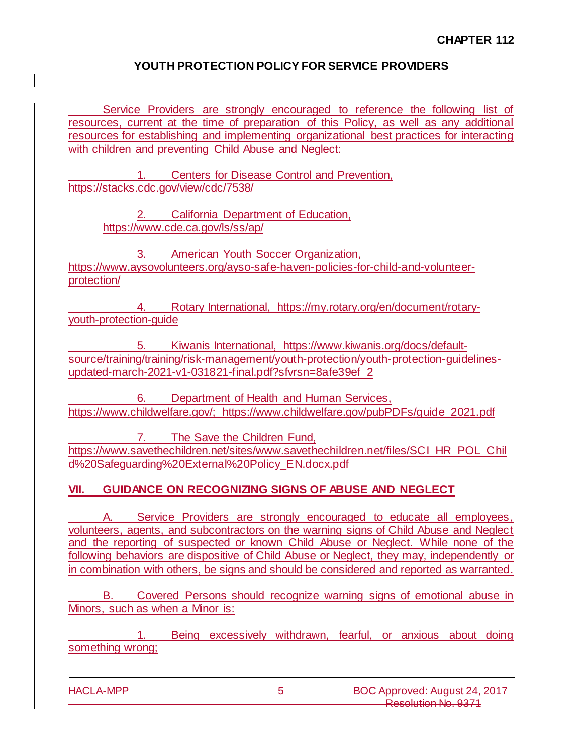Service Providers are strongly encouraged to reference the following list of resources, current at the time of preparation of this Policy, as well as any additional resources for establishing and implementing organizational best practices for interacting with children and preventing Child Abuse and Neglect:

1. Centers for Disease Control and Prevention, https://stacks.cdc.gov/view/cdc/7538/

2. California Department of Education, https://www.cde.ca.gov/ls/ss/ap/

3. American Youth Soccer Organization, https://www.aysovolunteers.org/ayso-safe-haven-policies-for-child-and-volunteer-protection/

4. Rotary International, https://my.rotary.org/en/document/rotary-youth-protection-guide

5. Kiwanis International, https://www.kiwanis.org/docs/default-source/training/training/risk-management/youth-protection/youth-protection-guidelines-updated-march-2021-v1-031821-final.pdf?sfvrsn=8afe39ef_2

6. Department of Health and Human Services, https://www.childwelfare.gov/; https://www.childwelfare.gov/pubPDFs/guide_2021.pdf

7. The Save the Children Fund, https://www.savethechildren.net/sites/www.savethechildren.net/files/SCI_HR_POL_Child%20Safeguarding%20External%20Policy_EN.docx.pdf

## VII. GUIDANCE ON RECOGNIZING SIGNS OF ABUSE AND NEGLECT

A. Service Providers are strongly encouraged to educate all employees, volunteers, agents, and subcontractors on the warning signs of Child Abuse and Neglect and the reporting of suspected or known Child Abuse or Neglect. While none of the following behaviors are dispositive of Child Abuse or Neglect, they may, independently or in combination with others, be signs and should be considered and reported as warranted.

B. Covered Persons should recognize warning signs of emotional abuse in Minors, such as when a Minor is:

1. Being excessively withdrawn, fearful, or anxious about doing something wrong;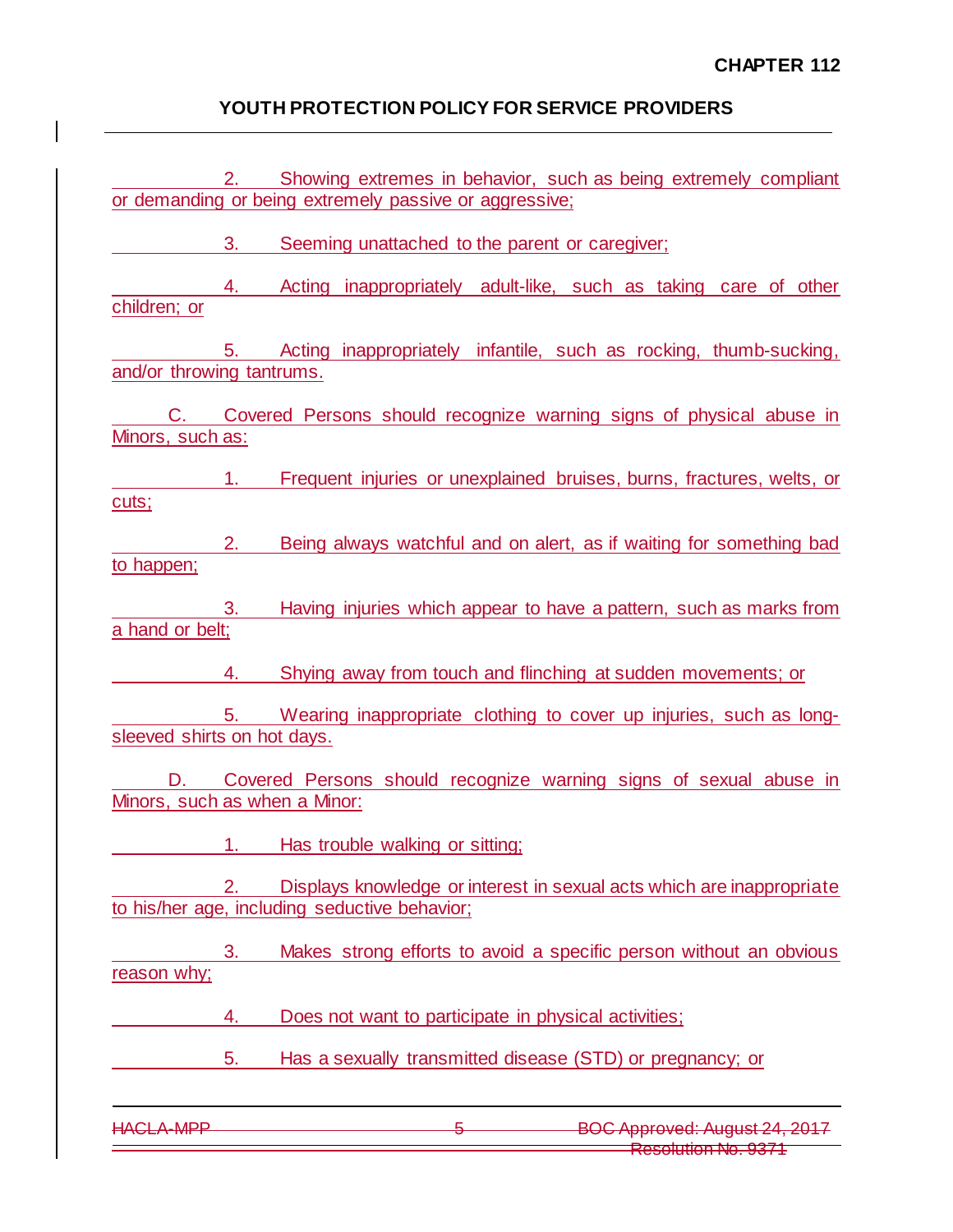2. Showing extremes in behavior, such as being extremely compliant or demanding or being extremely passive or aggressive;

3. Seeming unattached to the parent or caregiver;

4. Acting inappropriately adult-like, such as taking care of other children; or

5. Acting inappropriately infantile, such as rocking, thumb-sucking, and/or throwing tantrums.

C. Covered Persons should recognize warning signs of physical abuse in Minors, such as:

1. Frequent injuries or unexplained bruises, burns, fractures, welts, or cuts;

2. Being always watchful and on alert, as if waiting for something bad to happen;

3. Having injuries which appear to have a pattern, such as marks from a hand or belt;

4. Shying away from touch and flinching at sudden movements; or

5. Wearing inappropriate clothing to cover up injuries, such as long-sleeved shirts on hot days.

D. Covered Persons should recognize warning signs of sexual abuse in Minors, such as when a Minor:

1. Has trouble walking or sitting;

2. Displays knowledge or interest in sexual acts which are inappropriate to his/her age, including seductive behavior;

3. Makes strong efforts to avoid a specific person without an obvious reason why;

4. Does not want to participate in physical activities;

5. Has a sexually transmitted disease (STD) or pregnancy; or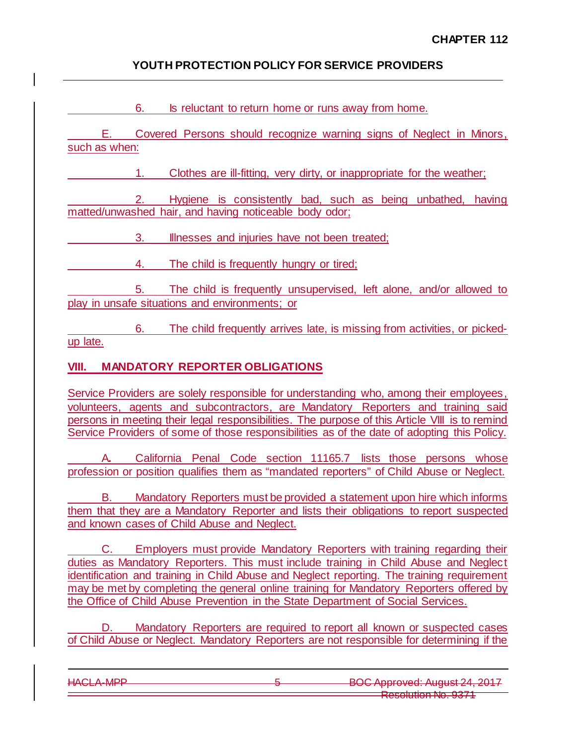6. Is reluctant to return home or runs away from home.

E. Covered Persons should recognize warning signs of Neglect in Minors, such as when:

1. Clothes are ill-fitting, very dirty, or inappropriate for the weather;

2. Hygiene is consistently bad, such as being unbathed, having matted/unwashed hair, and having noticeable body odor;

3. Illnesses and injuries have not been treated;

4. The child is frequently hungry or tired;

5. The child is frequently unsupervised, left alone, and/or allowed to play in unsafe situations and environments; or

6. The child frequently arrives late, is missing from activities, or picked-up late.

## VIII. MANDATORY REPORTER OBLIGATIONS

Service Providers are solely responsible for understanding who, among their employees, volunteers, agents and subcontractors, are Mandatory Reporters and training said persons in meeting their legal responsibilities. The purpose of this Article VIII is to remind Service Providers of some of those responsibilities as of the date of adopting this Policy.

A. California Penal Code section 11165.7 lists those persons whose profession or position qualifies them as "mandated reporters" of Child Abuse or Neglect.

B. Mandatory Reporters must be provided a statement upon hire which informs them that they are a Mandatory Reporter and lists their obligations to report suspected and known cases of Child Abuse and Neglect.

C. Employers must provide Mandatory Reporters with training regarding their duties as Mandatory Reporters. This must include training in Child Abuse and Neglect identification and training in Child Abuse and Neglect reporting. The training requirement may be met by completing the general online training for Mandatory Reporters offered by the Office of Child Abuse Prevention in the State Department of Social Services.

D. Mandatory Reporters are required to report all known or suspected cases of Child Abuse or Neglect. Mandatory Reporters are not responsible for determining if the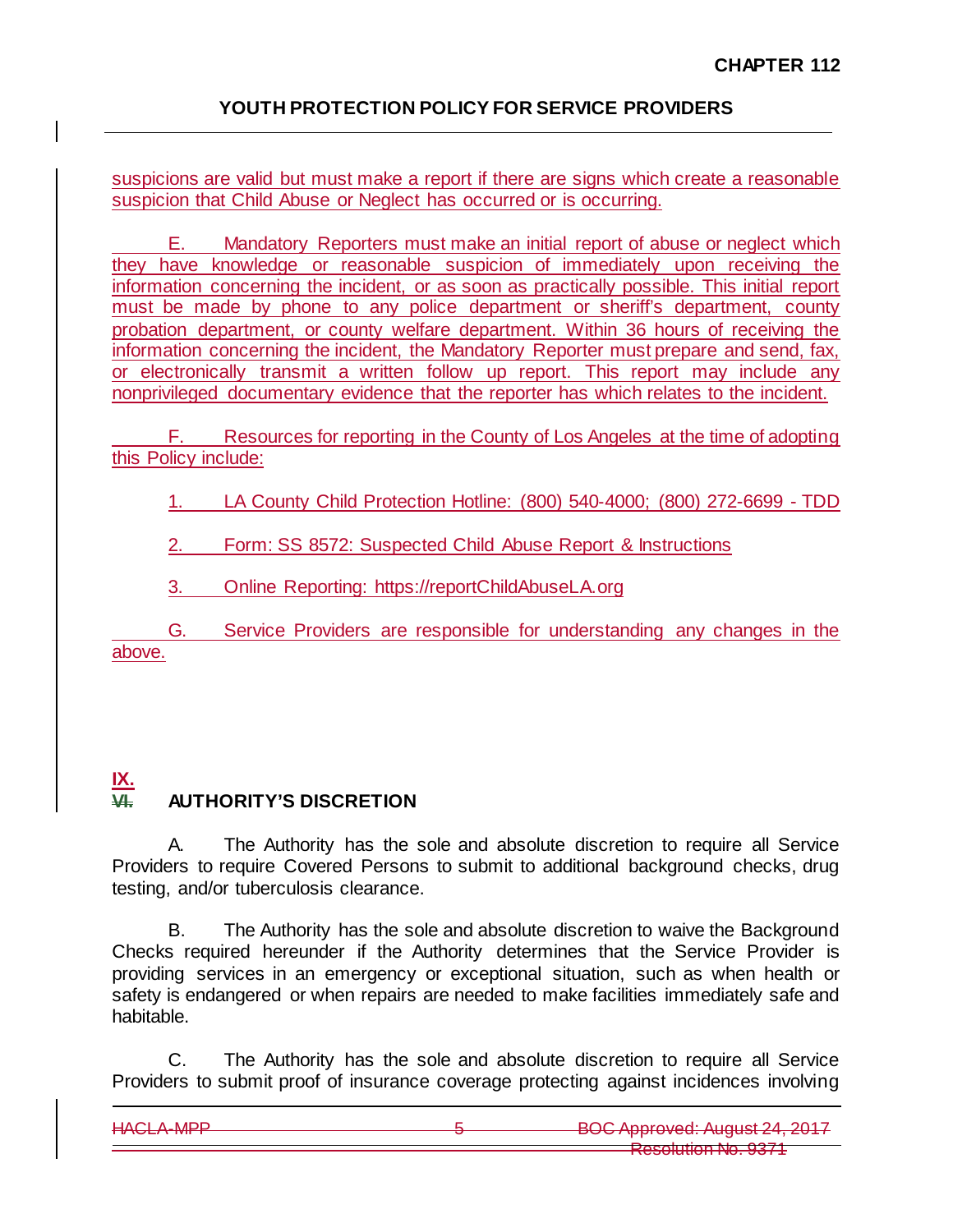suspicions are valid but must make a report if there are signs which create a reasonable suspicion that Child Abuse or Neglect has occurred or is occurring.

E. Mandatory Reporters must make an initial report of abuse or neglect which they have knowledge or reasonable suspicion of immediately upon receiving the information concerning the incident, or as soon as practically possible. This initial report must be made by phone to any police department or sheriff's department, county probation department, or county welfare department. Within 36 hours of receiving the information concerning the incident, the Mandatory Reporter must prepare and send, fax, or electronically transmit a written follow up report. This report may include any nonprivileged documentary evidence that the reporter has which relates to the incident.

F. Resources for reporting in the County of Los Angeles at the time of adopting this Policy include:

1. LA County Child Protection Hotline: (800) 540-4000; (800) 272-6699 - TDD

2. Form: SS 8572: Suspected Child Abuse Report & Instructions

3. Online Reporting: https://reportChildAbuseLA.org

G. Service Providers are responsible for understanding any changes in the above.

## IX. ~~VI.~~ AUTHORITY'S DISCRETION

A. The Authority has the sole and absolute discretion to require all Service Providers to require Covered Persons to submit to additional background checks, drug testing, and/or tuberculosis clearance.

B. The Authority has the sole and absolute discretion to waive the Background Checks required hereunder if the Authority determines that the Service Provider is providing services in an emergency or exceptional situation, such as when health or safety is endangered or when repairs are needed to make facilities immediately safe and habitable.

C. The Authority has the sole and absolute discretion to require all Service Providers to submit proof of insurance coverage protecting against incidences involving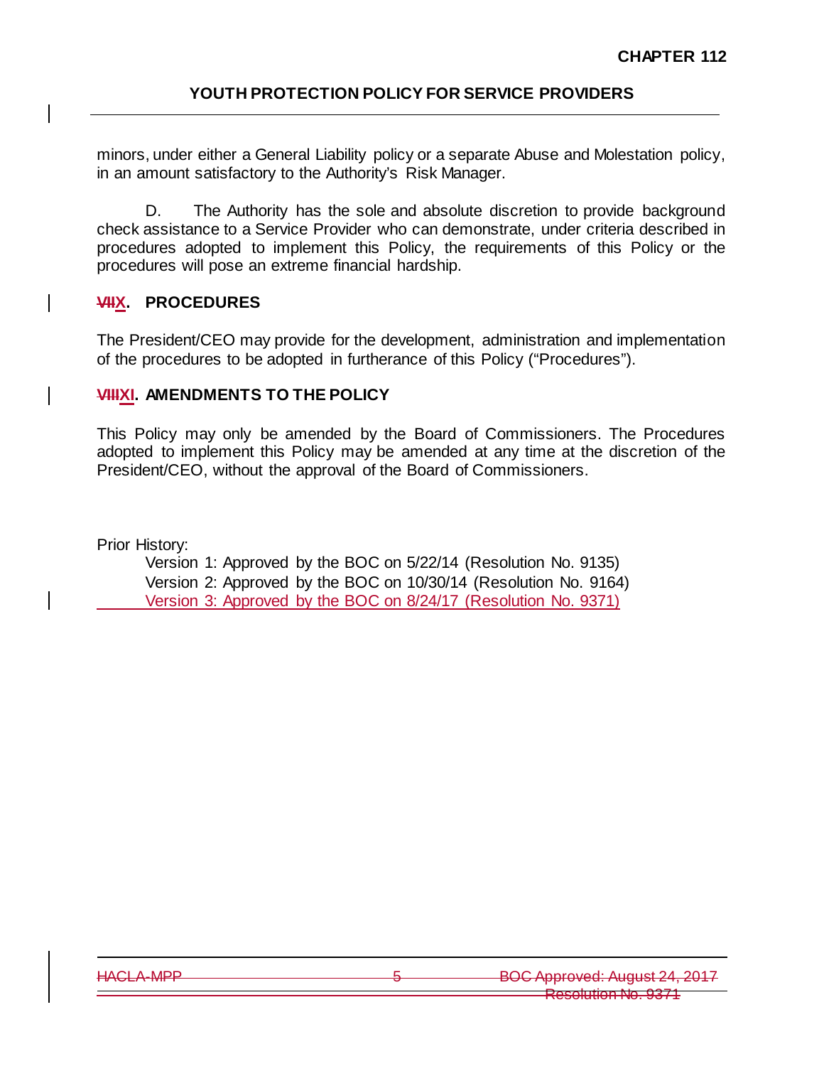minors, under either a General Liability policy or a separate Abuse and Molestation policy, in an amount satisfactory to the Authority's Risk Manager.

D. The Authority has the sole and absolute discretion to provide background check assistance to a Service Provider who can demonstrate, under criteria described in procedures adopted to implement this Policy, the requirements of this Policy or the procedures will pose an extreme financial hardship.

## ~~VII~~X. PROCEDURES

The President/CEO may provide for the development, administration and implementation of the procedures to be adopted in furtherance of this Policy ("Procedures").

## ~~VIII~~XI. AMENDMENTS TO THE POLICY

This Policy may only be amended by the Board of Commissioners. The Procedures adopted to implement this Policy may be amended at any time at the discretion of the President/CEO, without the approval of the Board of Commissioners.

Prior History:

Version 1: Approved by the BOC on 5/22/14 (Resolution No. 9135)
Version 2: Approved by the BOC on 10/30/14 (Resolution No. 9164)
Version 3: Approved by the BOC on 8/24/17 (Resolution No. 9371)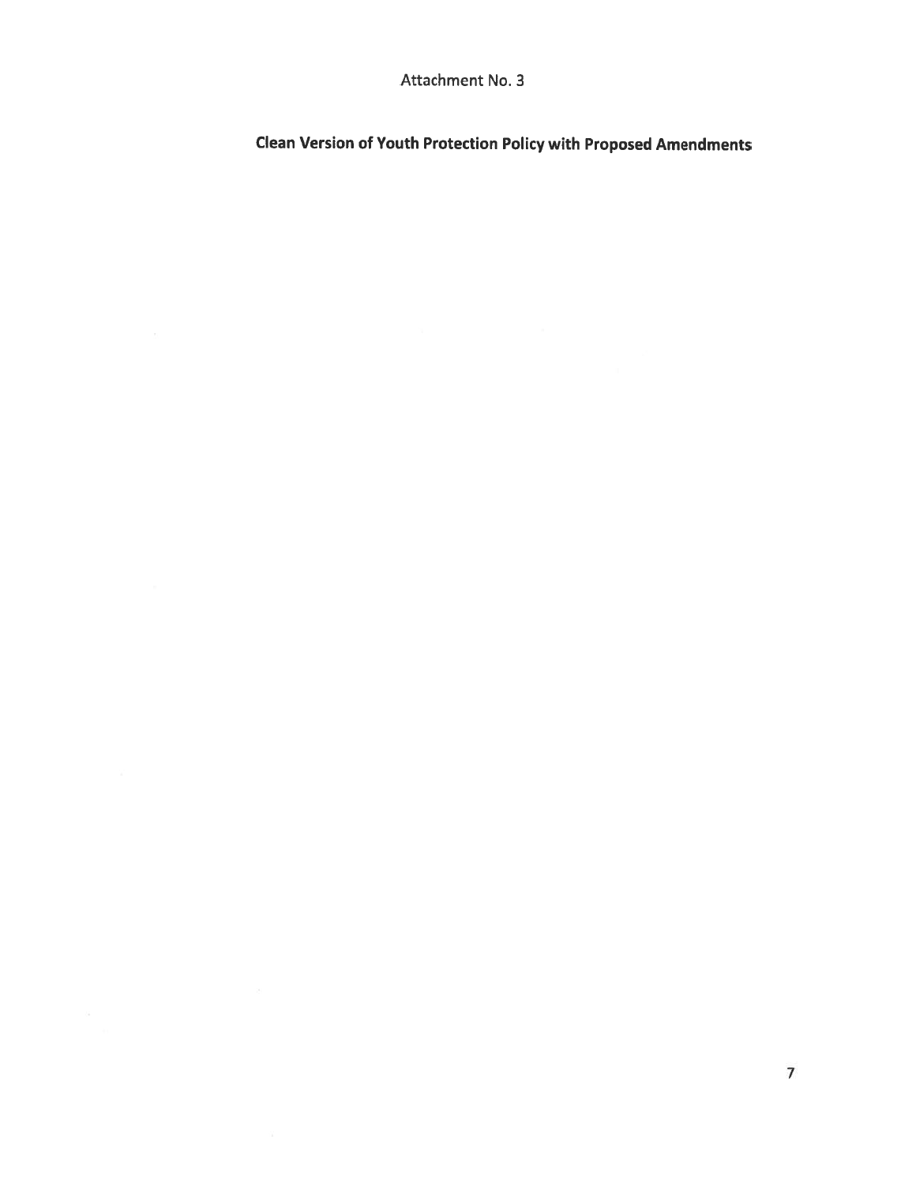Attachment No. 3

**Clean Version of Youth Protection Policy with Proposed Amendments**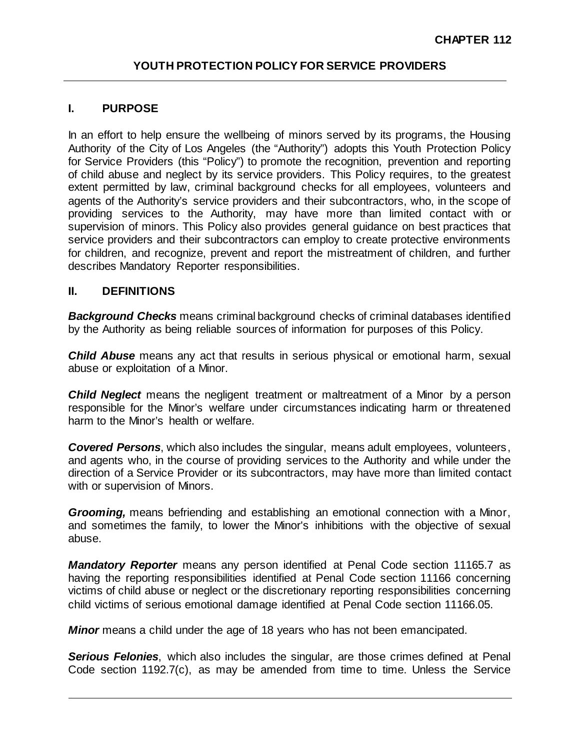**CHAPTER 112**

# YOUTH PROTECTION POLICY FOR SERVICE PROVIDERS

## I. PURPOSE

In an effort to help ensure the wellbeing of minors served by its programs, the Housing Authority of the City of Los Angeles (the "Authority") adopts this Youth Protection Policy for Service Providers (this "Policy") to promote the recognition, prevention and reporting of child abuse and neglect by its service providers. This Policy requires, to the greatest extent permitted by law, criminal background checks for all employees, volunteers and agents of the Authority's service providers and their subcontractors, who, in the scope of providing services to the Authority, may have more than limited contact with or supervision of minors. This Policy also provides general guidance on best practices that service providers and their subcontractors can employ to create protective environments for children, and recognize, prevent and report the mistreatment of children, and further describes Mandatory Reporter responsibilities.

## II. DEFINITIONS

***Background Checks*** means criminal background checks of criminal databases identified by the Authority as being reliable sources of information for purposes of this Policy.

***Child Abuse*** means any act that results in serious physical or emotional harm, sexual abuse or exploitation of a Minor.

***Child Neglect*** means the negligent treatment or maltreatment of a Minor by a person responsible for the Minor's welfare under circumstances indicating harm or threatened harm to the Minor's health or welfare.

***Covered Persons***, which also includes the singular, means adult employees, volunteers, and agents who, in the course of providing services to the Authority and while under the direction of a Service Provider or its subcontractors, may have more than limited contact with or supervision of Minors.

***Grooming,*** means befriending and establishing an emotional connection with a Minor, and sometimes the family, to lower the Minor's inhibitions with the objective of sexual abuse.

***Mandatory Reporter*** means any person identified at Penal Code section 11165.7 as having the reporting responsibilities identified at Penal Code section 11166 concerning victims of child abuse or neglect or the discretionary reporting responsibilities concerning child victims of serious emotional damage identified at Penal Code section 11166.05.

***Minor*** means a child under the age of 18 years who has not been emancipated.

***Serious Felonies***, which also includes the singular, are those crimes defined at Penal Code section 1192.7(c), as may be amended from time to time. Unless the Service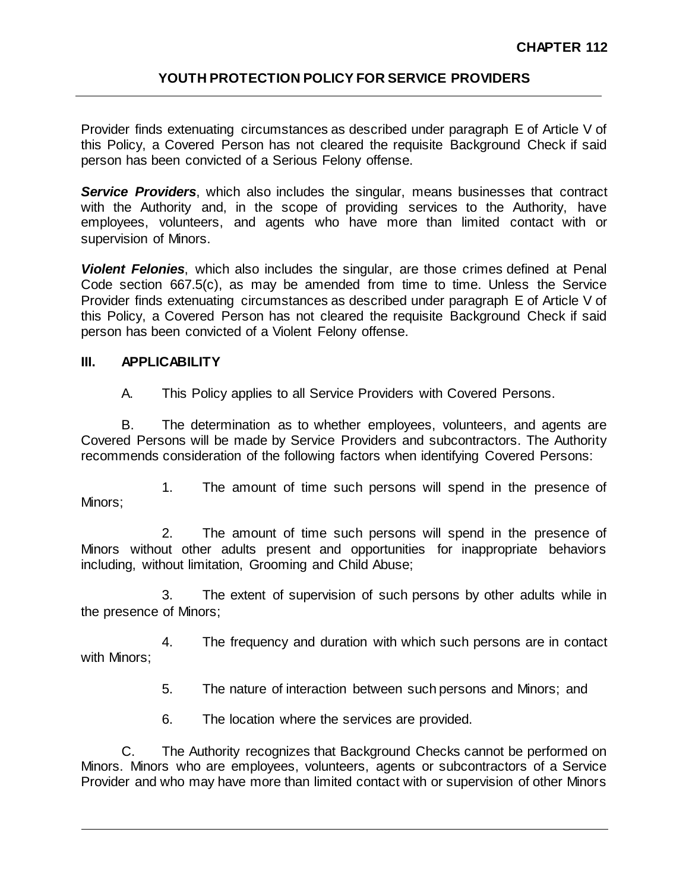Provider finds extenuating circumstances as described under paragraph E of Article V of this Policy, a Covered Person has not cleared the requisite Background Check if said person has been convicted of a Serious Felony offense.

***Service Providers***, which also includes the singular, means businesses that contract with the Authority and, in the scope of providing services to the Authority, have employees, volunteers, and agents who have more than limited contact with or supervision of Minors.

***Violent Felonies***, which also includes the singular, are those crimes defined at Penal Code section 667.5(c), as may be amended from time to time. Unless the Service Provider finds extenuating circumstances as described under paragraph E of Article V of this Policy, a Covered Person has not cleared the requisite Background Check if said person has been convicted of a Violent Felony offense.

## III. APPLICABILITY

A. This Policy applies to all Service Providers with Covered Persons.

B. The determination as to whether employees, volunteers, and agents are Covered Persons will be made by Service Providers and subcontractors. The Authority recommends consideration of the following factors when identifying Covered Persons:

1. The amount of time such persons will spend in the presence of Minors;

2. The amount of time such persons will spend in the presence of Minors without other adults present and opportunities for inappropriate behaviors including, without limitation, Grooming and Child Abuse;

3. The extent of supervision of such persons by other adults while in the presence of Minors;

4. The frequency and duration with which such persons are in contact with Minors;

5. The nature of interaction between such persons and Minors; and

6. The location where the services are provided.

C. The Authority recognizes that Background Checks cannot be performed on Minors. Minors who are employees, volunteers, agents or subcontractors of a Service Provider and who may have more than limited contact with or supervision of other Minors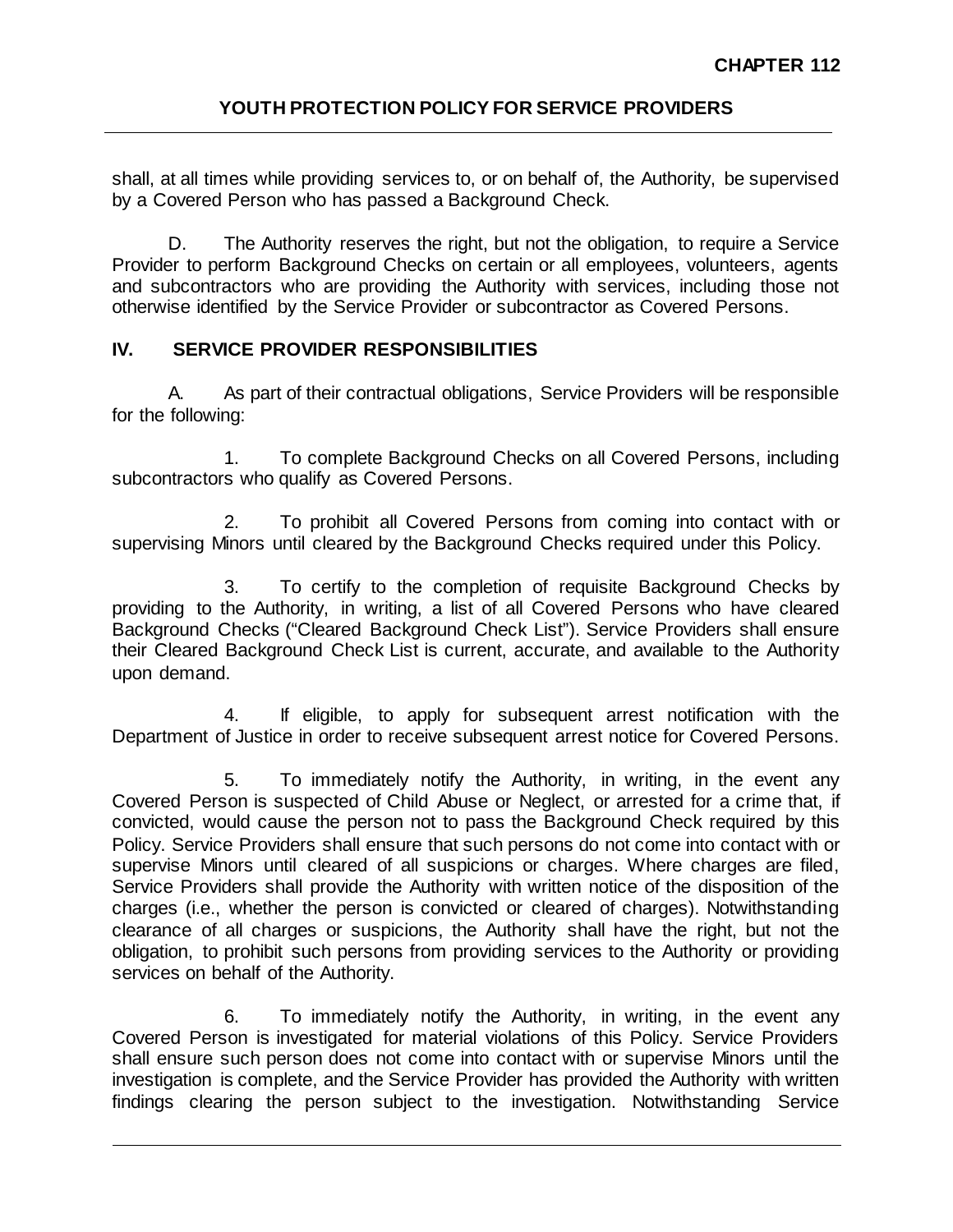shall, at all times while providing services to, or on behalf of, the Authority, be supervised by a Covered Person who has passed a Background Check.

D. The Authority reserves the right, but not the obligation, to require a Service Provider to perform Background Checks on certain or all employees, volunteers, agents and subcontractors who are providing the Authority with services, including those not otherwise identified by the Service Provider or subcontractor as Covered Persons.

## IV. SERVICE PROVIDER RESPONSIBILITIES

A. As part of their contractual obligations, Service Providers will be responsible for the following:

1. To complete Background Checks on all Covered Persons, including subcontractors who qualify as Covered Persons.

2. To prohibit all Covered Persons from coming into contact with or supervising Minors until cleared by the Background Checks required under this Policy.

3. To certify to the completion of requisite Background Checks by providing to the Authority, in writing, a list of all Covered Persons who have cleared Background Checks ("Cleared Background Check List"). Service Providers shall ensure their Cleared Background Check List is current, accurate, and available to the Authority upon demand.

4. If eligible, to apply for subsequent arrest notification with the Department of Justice in order to receive subsequent arrest notice for Covered Persons.

5. To immediately notify the Authority, in writing, in the event any Covered Person is suspected of Child Abuse or Neglect, or arrested for a crime that, if convicted, would cause the person not to pass the Background Check required by this Policy. Service Providers shall ensure that such persons do not come into contact with or supervise Minors until cleared of all suspicions or charges. Where charges are filed, Service Providers shall provide the Authority with written notice of the disposition of the charges (i.e., whether the person is convicted or cleared of charges). Notwithstanding clearance of all charges or suspicions, the Authority shall have the right, but not the obligation, to prohibit such persons from providing services to the Authority or providing services on behalf of the Authority.

6. To immediately notify the Authority, in writing, in the event any Covered Person is investigated for material violations of this Policy. Service Providers shall ensure such person does not come into contact with or supervise Minors until the investigation is complete, and the Service Provider has provided the Authority with written findings clearing the person subject to the investigation. Notwithstanding Service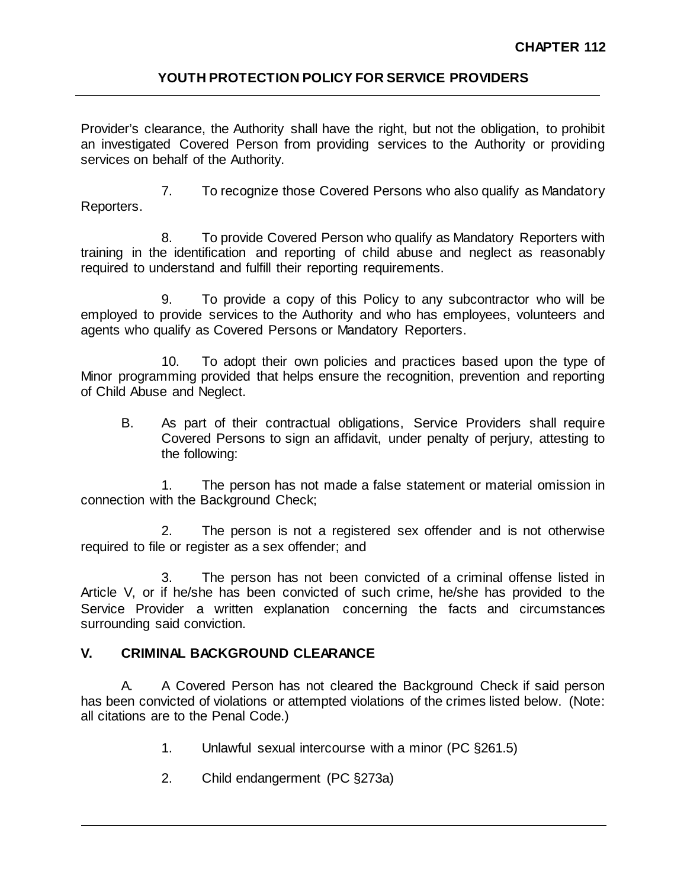Provider's clearance, the Authority shall have the right, but not the obligation, to prohibit an investigated Covered Person from providing services to the Authority or providing services on behalf of the Authority.

7. To recognize those Covered Persons who also qualify as Mandatory Reporters.

8. To provide Covered Person who qualify as Mandatory Reporters with training in the identification and reporting of child abuse and neglect as reasonably required to understand and fulfill their reporting requirements.

9. To provide a copy of this Policy to any subcontractor who will be employed to provide services to the Authority and who has employees, volunteers and agents who qualify as Covered Persons or Mandatory Reporters.

10. To adopt their own policies and practices based upon the type of Minor programming provided that helps ensure the recognition, prevention and reporting of Child Abuse and Neglect.

B. As part of their contractual obligations, Service Providers shall require Covered Persons to sign an affidavit, under penalty of perjury, attesting to the following:

1. The person has not made a false statement or material omission in connection with the Background Check;

2. The person is not a registered sex offender and is not otherwise required to file or register as a sex offender; and

3. The person has not been convicted of a criminal offense listed in Article V, or if he/she has been convicted of such crime, he/she has provided to the Service Provider a written explanation concerning the facts and circumstances surrounding said conviction.

## V. CRIMINAL BACKGROUND CLEARANCE

A. A Covered Person has not cleared the Background Check if said person has been convicted of violations or attempted violations of the crimes listed below. (Note: all citations are to the Penal Code.)

1. Unlawful sexual intercourse with a minor (PC §261.5)

2. Child endangerment (PC §273a)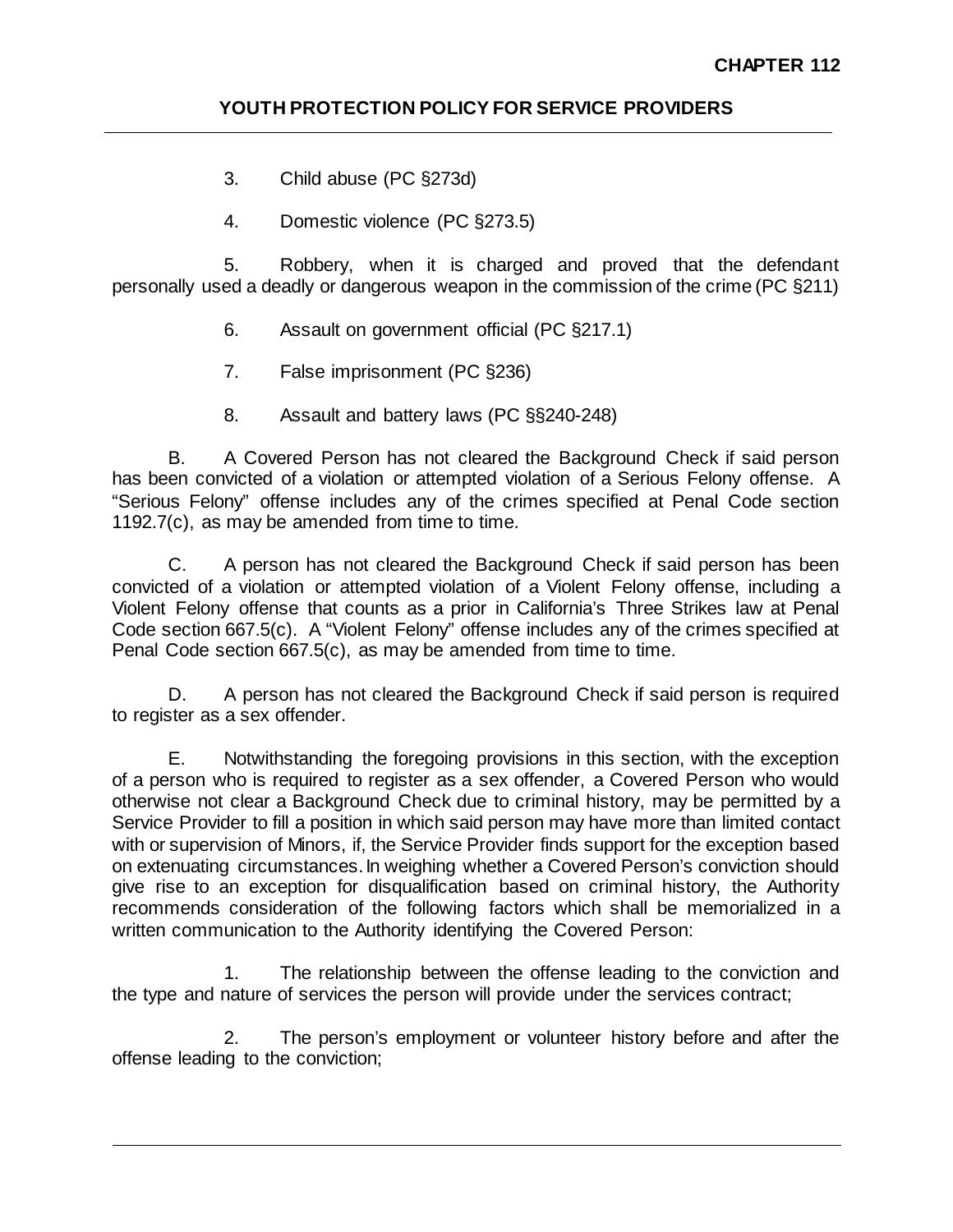3. Child abuse (PC §273d)

4. Domestic violence (PC §273.5)

5. Robbery, when it is charged and proved that the defendant personally used a deadly or dangerous weapon in the commission of the crime (PC §211)

6. Assault on government official (PC §217.1)

7. False imprisonment (PC §236)

8. Assault and battery laws (PC §§240-248)

B. A Covered Person has not cleared the Background Check if said person has been convicted of a violation or attempted violation of a Serious Felony offense. A "Serious Felony" offense includes any of the crimes specified at Penal Code section 1192.7(c), as may be amended from time to time.

C. A person has not cleared the Background Check if said person has been convicted of a violation or attempted violation of a Violent Felony offense, including a Violent Felony offense that counts as a prior in California's Three Strikes law at Penal Code section 667.5(c). A "Violent Felony" offense includes any of the crimes specified at Penal Code section 667.5(c), as may be amended from time to time.

D. A person has not cleared the Background Check if said person is required to register as a sex offender.

E. Notwithstanding the foregoing provisions in this section, with the exception of a person who is required to register as a sex offender, a Covered Person who would otherwise not clear a Background Check due to criminal history, may be permitted by a Service Provider to fill a position in which said person may have more than limited contact with or supervision of Minors, if, the Service Provider finds support for the exception based on extenuating circumstances. In weighing whether a Covered Person's conviction should give rise to an exception for disqualification based on criminal history, the Authority recommends consideration of the following factors which shall be memorialized in a written communication to the Authority identifying the Covered Person:

1. The relationship between the offense leading to the conviction and the type and nature of services the person will provide under the services contract;

2. The person's employment or volunteer history before and after the offense leading to the conviction;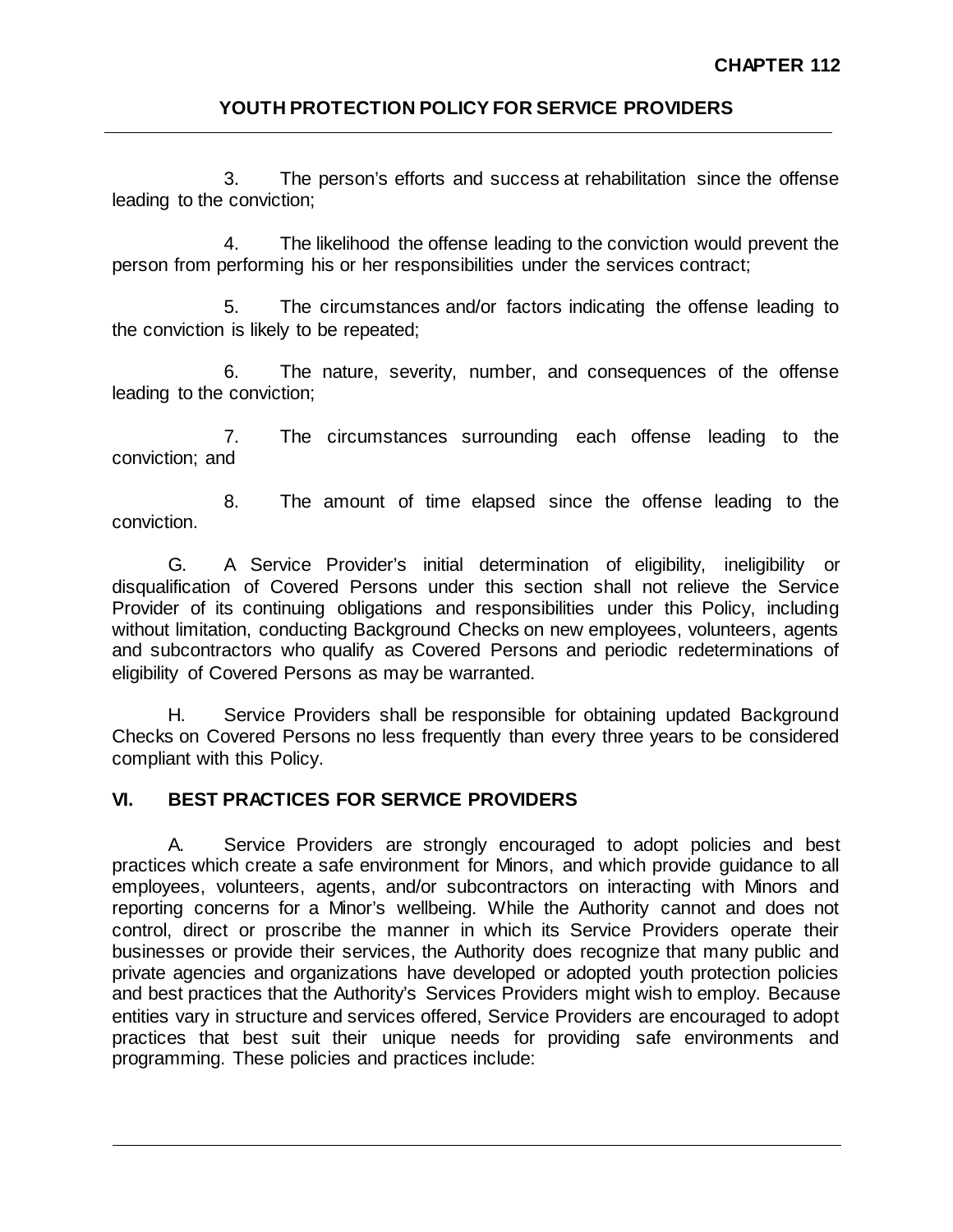3. The person's efforts and success at rehabilitation since the offense leading to the conviction;

4. The likelihood the offense leading to the conviction would prevent the person from performing his or her responsibilities under the services contract;

5. The circumstances and/or factors indicating the offense leading to the conviction is likely to be repeated;

6. The nature, severity, number, and consequences of the offense leading to the conviction;

7. The circumstances surrounding each offense leading to the conviction; and

8. The amount of time elapsed since the offense leading to the conviction.

G. A Service Provider's initial determination of eligibility, ineligibility or disqualification of Covered Persons under this section shall not relieve the Service Provider of its continuing obligations and responsibilities under this Policy, including without limitation, conducting Background Checks on new employees, volunteers, agents and subcontractors who qualify as Covered Persons and periodic redeterminations of eligibility of Covered Persons as may be warranted.

H. Service Providers shall be responsible for obtaining updated Background Checks on Covered Persons no less frequently than every three years to be considered compliant with this Policy.

## VI. BEST PRACTICES FOR SERVICE PROVIDERS

A. Service Providers are strongly encouraged to adopt policies and best practices which create a safe environment for Minors, and which provide guidance to all employees, volunteers, agents, and/or subcontractors on interacting with Minors and reporting concerns for a Minor's wellbeing. While the Authority cannot and does not control, direct or proscribe the manner in which its Service Providers operate their businesses or provide their services, the Authority does recognize that many public and private agencies and organizations have developed or adopted youth protection policies and best practices that the Authority's Services Providers might wish to employ. Because entities vary in structure and services offered, Service Providers are encouraged to adopt practices that best suit their unique needs for providing safe environments and programming. These policies and practices include: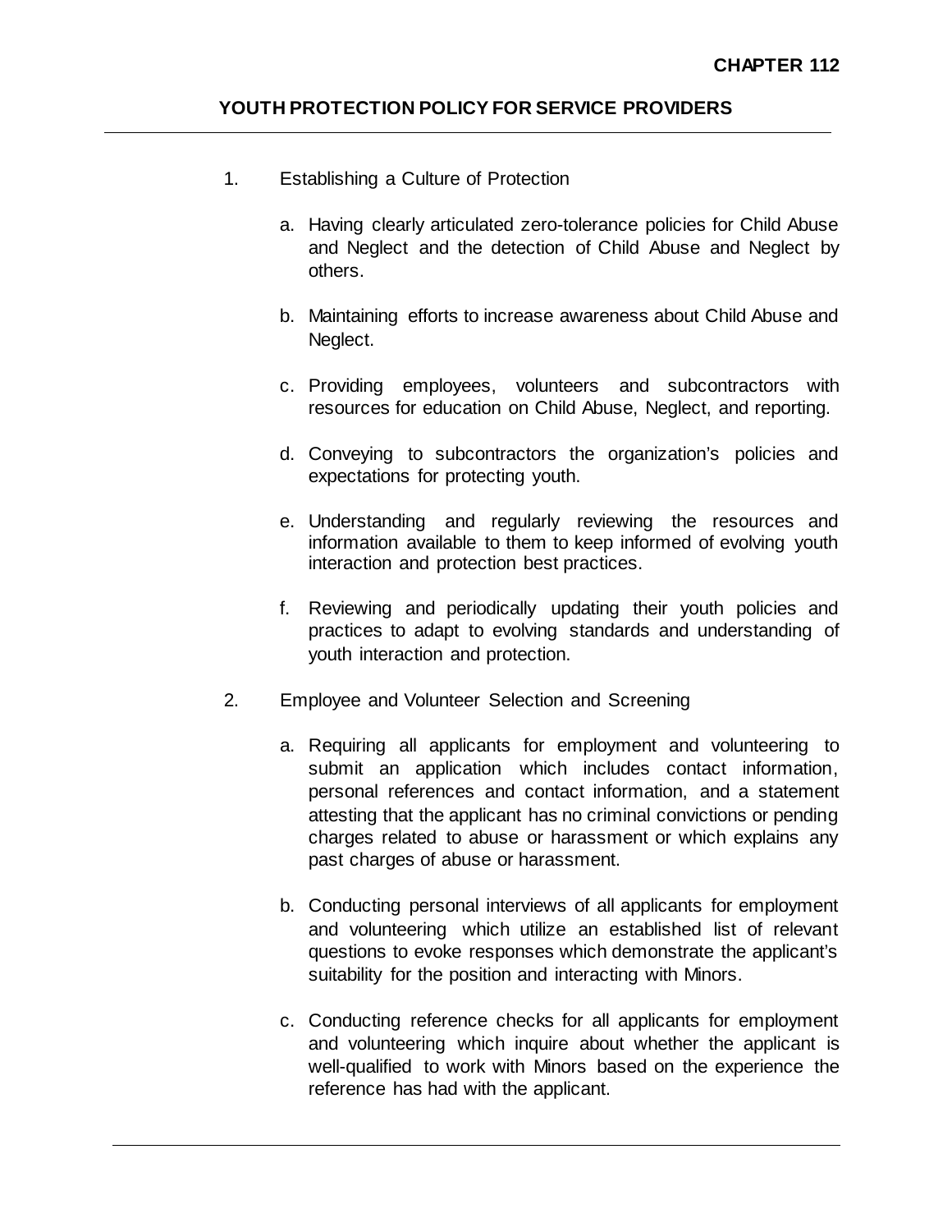**CHAPTER 112**

## YOUTH PROTECTION POLICY FOR SERVICE PROVIDERS

1. Establishing a Culture of Protection

    a. Having clearly articulated zero-tolerance policies for Child Abuse and Neglect and the detection of Child Abuse and Neglect by others.

    b. Maintaining efforts to increase awareness about Child Abuse and Neglect.

    c. Providing employees, volunteers and subcontractors with resources for education on Child Abuse, Neglect, and reporting.

    d. Conveying to subcontractors the organization's policies and expectations for protecting youth.

    e. Understanding and regularly reviewing the resources and information available to them to keep informed of evolving youth interaction and protection best practices.

    f. Reviewing and periodically updating their youth policies and practices to adapt to evolving standards and understanding of youth interaction and protection.

2. Employee and Volunteer Selection and Screening

    a. Requiring all applicants for employment and volunteering to submit an application which includes contact information, personal references and contact information, and a statement attesting that the applicant has no criminal convictions or pending charges related to abuse or harassment or which explains any past charges of abuse or harassment.

    b. Conducting personal interviews of all applicants for employment and volunteering which utilize an established list of relevant questions to evoke responses which demonstrate the applicant's suitability for the position and interacting with Minors.

    c. Conducting reference checks for all applicants for employment and volunteering which inquire about whether the applicant is well-qualified to work with Minors based on the experience the reference has had with the applicant.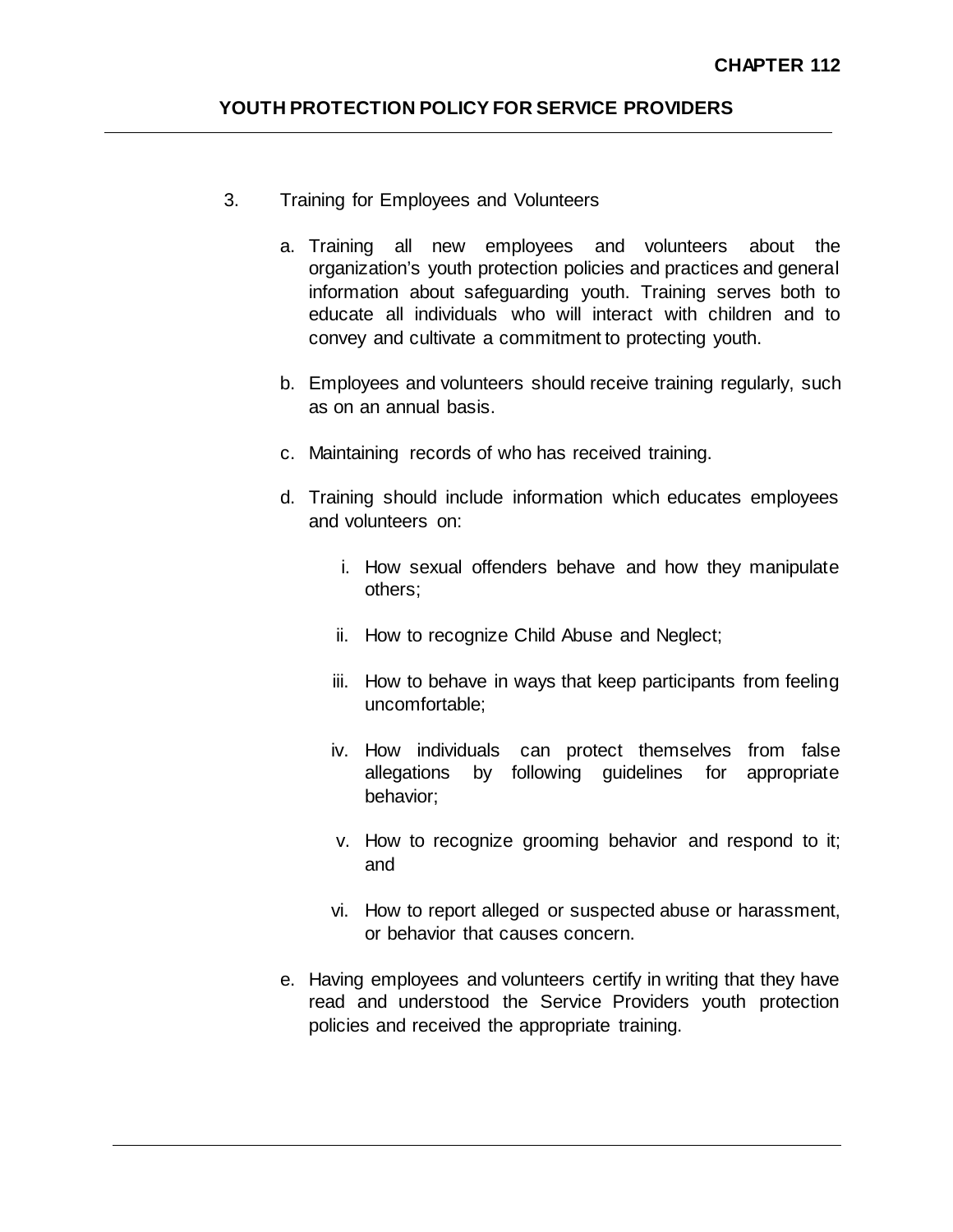3. Training for Employees and Volunteers

   a. Training all new employees and volunteers about the organization's youth protection policies and practices and general information about safeguarding youth. Training serves both to educate all individuals who will interact with children and to convey and cultivate a commitment to protecting youth.

   b. Employees and volunteers should receive training regularly, such as on an annual basis.

   c. Maintaining records of who has received training.

   d. Training should include information which educates employees and volunteers on:

      i. How sexual offenders behave and how they manipulate others;

      ii. How to recognize Child Abuse and Neglect;

      iii. How to behave in ways that keep participants from feeling uncomfortable;

      iv. How individuals can protect themselves from false allegations by following guidelines for appropriate behavior;

      v. How to recognize grooming behavior and respond to it; and

      vi. How to report alleged or suspected abuse or harassment, or behavior that causes concern.

   e. Having employees and volunteers certify in writing that they have read and understood the Service Providers youth protection policies and received the appropriate training.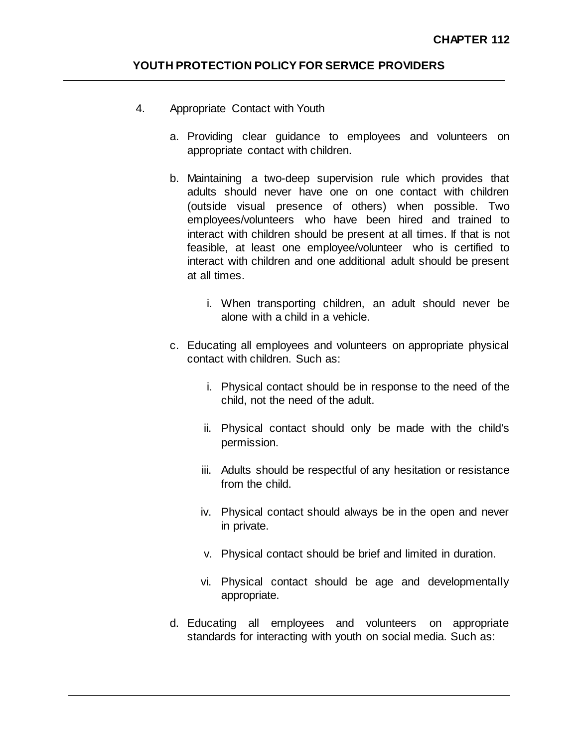4. Appropriate Contact with Youth

   a. Providing clear guidance to employees and volunteers on appropriate contact with children.

   b. Maintaining a two-deep supervision rule which provides that adults should never have one on one contact with children (outside visual presence of others) when possible. Two employees/volunteers who have been hired and trained to interact with children should be present at all times. If that is not feasible, at least one employee/volunteer who is certified to interact with children and one additional adult should be present at all times.

      i. When transporting children, an adult should never be alone with a child in a vehicle.

   c. Educating all employees and volunteers on appropriate physical contact with children. Such as:

      i. Physical contact should be in response to the need of the child, not the need of the adult.

      ii. Physical contact should only be made with the child's permission.

      iii. Adults should be respectful of any hesitation or resistance from the child.

      iv. Physical contact should always be in the open and never in private.

      v. Physical contact should be brief and limited in duration.

      vi. Physical contact should be age and developmentally appropriate.

   d. Educating all employees and volunteers on appropriate standards for interacting with youth on social media. Such as: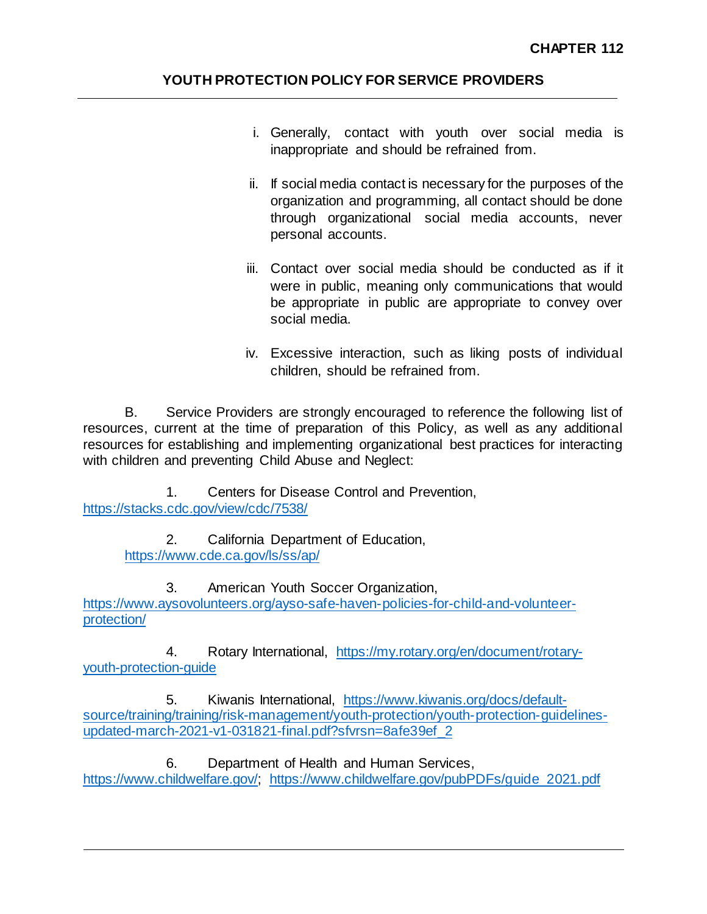i. Generally, contact with youth over social media is inappropriate and should be refrained from.

ii. If social media contact is necessary for the purposes of the organization and programming, all contact should be done through organizational social media accounts, never personal accounts.

iii. Contact over social media should be conducted as if it were in public, meaning only communications that would be appropriate in public are appropriate to convey over social media.

iv. Excessive interaction, such as liking posts of individual children, should be refrained from.

B. Service Providers are strongly encouraged to reference the following list of resources, current at the time of preparation of this Policy, as well as any additional resources for establishing and implementing organizational best practices for interacting with children and preventing Child Abuse and Neglect:

1. Centers for Disease Control and Prevention, https://stacks.cdc.gov/view/cdc/7538/

2. California Department of Education, https://www.cde.ca.gov/ls/ss/ap/

3. American Youth Soccer Organization, https://www.aysovolunteers.org/ayso-safe-haven-policies-for-child-and-volunteer-protection/

4. Rotary International, https://my.rotary.org/en/document/rotary-youth-protection-guide

5. Kiwanis International, https://www.kiwanis.org/docs/default-source/training/training/risk-management/youth-protection/youth-protection-guidelines-updated-march-2021-v1-031821-final.pdf?sfvrsn=8afe39ef_2

6. Department of Health and Human Services, https://www.childwelfare.gov/; https://www.childwelfare.gov/pubPDFs/guide_2021.pdf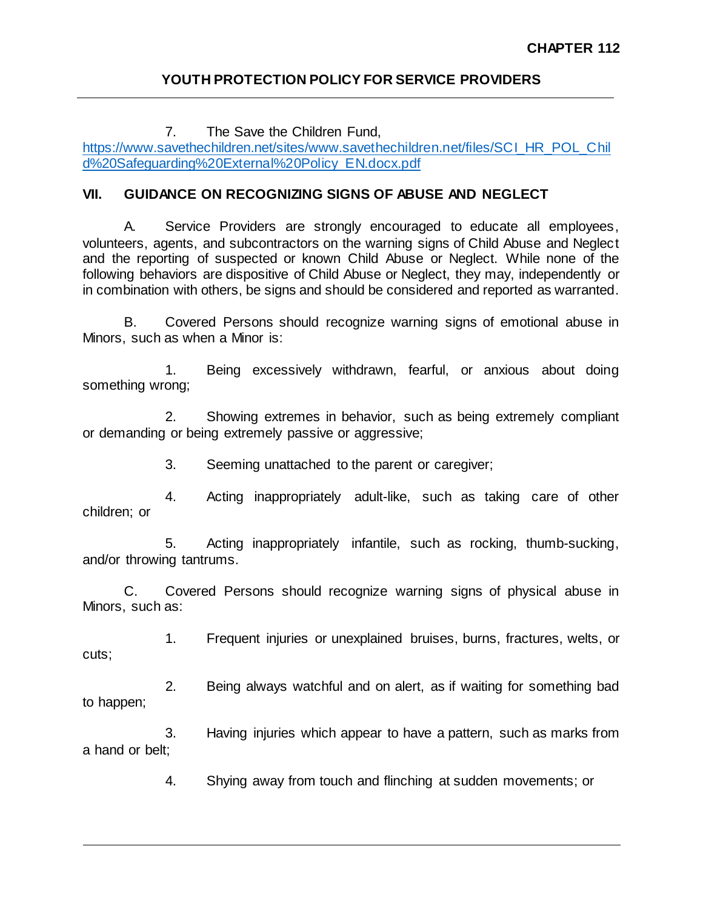7. The Save the Children Fund, [https://www.savethechildren.net/sites/www.savethechildren.net/files/SCI_HR_POL_Child%20Safeguarding%20External%20Policy_EN.docx.pdf](https://www.savethechildren.net/sites/www.savethechildren.net/files/SCI_HR_POL_Child%20Safeguarding%20External%20Policy_EN.docx.pdf)

## VII. GUIDANCE ON RECOGNIZING SIGNS OF ABUSE AND NEGLECT

A. Service Providers are strongly encouraged to educate all employees, volunteers, agents, and subcontractors on the warning signs of Child Abuse and Neglect and the reporting of suspected or known Child Abuse or Neglect. While none of the following behaviors are dispositive of Child Abuse or Neglect, they may, independently or in combination with others, be signs and should be considered and reported as warranted.

B. Covered Persons should recognize warning signs of emotional abuse in Minors, such as when a Minor is:

1. Being excessively withdrawn, fearful, or anxious about doing something wrong;

2. Showing extremes in behavior, such as being extremely compliant or demanding or being extremely passive or aggressive;

3. Seeming unattached to the parent or caregiver;

4. Acting inappropriately adult-like, such as taking care of other children; or

5. Acting inappropriately infantile, such as rocking, thumb-sucking, and/or throwing tantrums.

C. Covered Persons should recognize warning signs of physical abuse in Minors, such as:

1. Frequent injuries or unexplained bruises, burns, fractures, welts, or cuts;

2. Being always watchful and on alert, as if waiting for something bad to happen;

3. Having injuries which appear to have a pattern, such as marks from a hand or belt;

4. Shying away from touch and flinching at sudden movements; or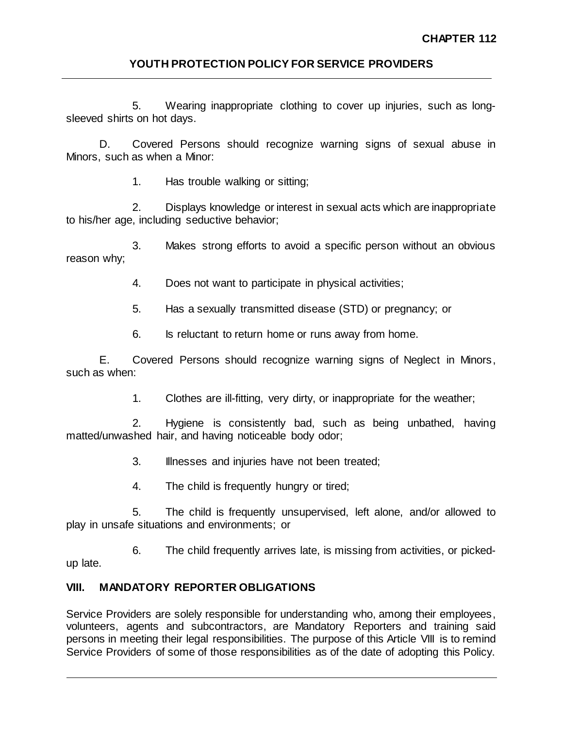5. Wearing inappropriate clothing to cover up injuries, such as long-sleeved shirts on hot days.

D. Covered Persons should recognize warning signs of sexual abuse in Minors, such as when a Minor:

1. Has trouble walking or sitting;

2. Displays knowledge or interest in sexual acts which are inappropriate to his/her age, including seductive behavior;

3. Makes strong efforts to avoid a specific person without an obvious reason why;

4. Does not want to participate in physical activities;

5. Has a sexually transmitted disease (STD) or pregnancy; or

6. Is reluctant to return home or runs away from home.

E. Covered Persons should recognize warning signs of Neglect in Minors, such as when:

1. Clothes are ill-fitting, very dirty, or inappropriate for the weather;

2. Hygiene is consistently bad, such as being unbathed, having matted/unwashed hair, and having noticeable body odor;

3. Illnesses and injuries have not been treated;

4. The child is frequently hungry or tired;

5. The child is frequently unsupervised, left alone, and/or allowed to play in unsafe situations and environments; or

6. The child frequently arrives late, is missing from activities, or picked-up late.

## VIII. MANDATORY REPORTER OBLIGATIONS

Service Providers are solely responsible for understanding who, among their employees, volunteers, agents and subcontractors, are Mandatory Reporters and training said persons in meeting their legal responsibilities. The purpose of this Article VIII is to remind Service Providers of some of those responsibilities as of the date of adopting this Policy.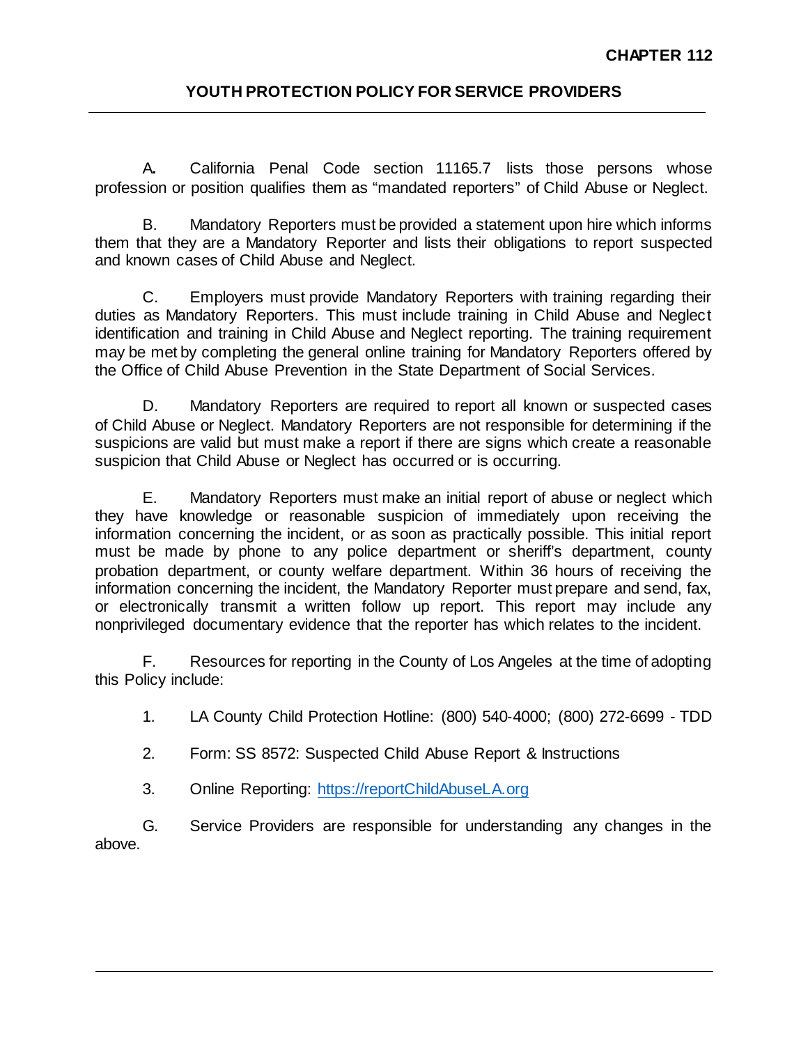# CHAPTER 112

## YOUTH PROTECTION POLICY FOR SERVICE PROVIDERS

A. California Penal Code section 11165.7 lists those persons whose profession or position qualifies them as "mandated reporters" of Child Abuse or Neglect.

B. Mandatory Reporters must be provided a statement upon hire which informs them that they are a Mandatory Reporter and lists their obligations to report suspected and known cases of Child Abuse and Neglect.

C. Employers must provide Mandatory Reporters with training regarding their duties as Mandatory Reporters. This must include training in Child Abuse and Neglect identification and training in Child Abuse and Neglect reporting. The training requirement may be met by completing the general online training for Mandatory Reporters offered by the Office of Child Abuse Prevention in the State Department of Social Services.

D. Mandatory Reporters are required to report all known or suspected cases of Child Abuse or Neglect. Mandatory Reporters are not responsible for determining if the suspicions are valid but must make a report if there are signs which create a reasonable suspicion that Child Abuse or Neglect has occurred or is occurring.

E. Mandatory Reporters must make an initial report of abuse or neglect which they have knowledge or reasonable suspicion of immediately upon receiving the information concerning the incident, or as soon as practically possible. This initial report must be made by phone to any police department or sheriff's department, county probation department, or county welfare department. Within 36 hours of receiving the information concerning the incident, the Mandatory Reporter must prepare and send, fax, or electronically transmit a written follow up report. This report may include any nonprivileged documentary evidence that the reporter has which relates to the incident.

F. Resources for reporting in the County of Los Angeles at the time of adopting this Policy include:

1. LA County Child Protection Hotline: (800) 540-4000; (800) 272-6699 - TDD

2. Form: SS 8572: Suspected Child Abuse Report & Instructions

3. Online Reporting: [https://reportChildAbuseLA.org](https://reportChildAbuseLA.org)

G. Service Providers are responsible for understanding any changes in the above.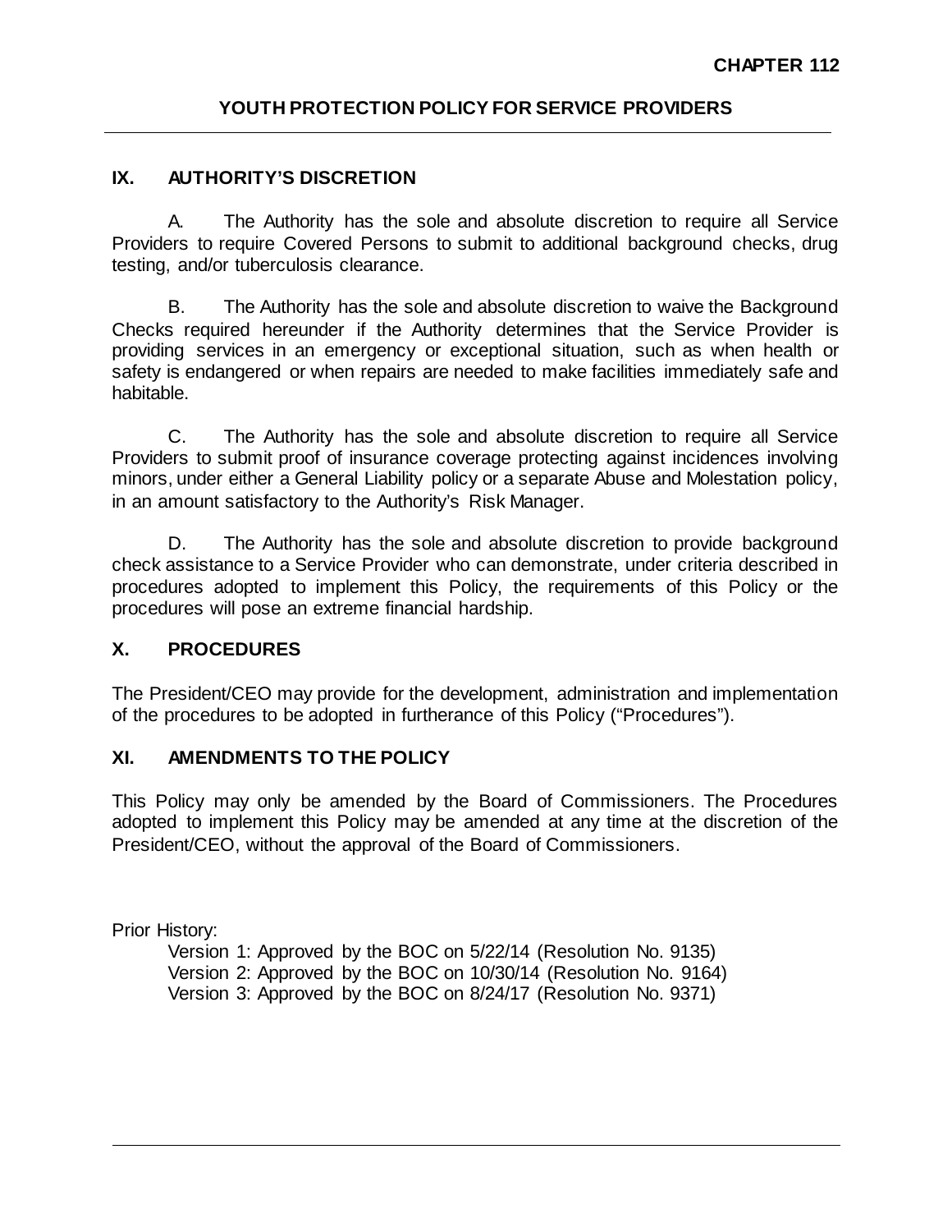## IX. AUTHORITY'S DISCRETION

A. The Authority has the sole and absolute discretion to require all Service Providers to require Covered Persons to submit to additional background checks, drug testing, and/or tuberculosis clearance.

B. The Authority has the sole and absolute discretion to waive the Background Checks required hereunder if the Authority determines that the Service Provider is providing services in an emergency or exceptional situation, such as when health or safety is endangered or when repairs are needed to make facilities immediately safe and habitable.

C. The Authority has the sole and absolute discretion to require all Service Providers to submit proof of insurance coverage protecting against incidences involving minors, under either a General Liability policy or a separate Abuse and Molestation policy, in an amount satisfactory to the Authority's Risk Manager.

D. The Authority has the sole and absolute discretion to provide background check assistance to a Service Provider who can demonstrate, under criteria described in procedures adopted to implement this Policy, the requirements of this Policy or the procedures will pose an extreme financial hardship.

## X. PROCEDURES

The President/CEO may provide for the development, administration and implementation of the procedures to be adopted in furtherance of this Policy ("Procedures").

## XI. AMENDMENTS TO THE POLICY

This Policy may only be amended by the Board of Commissioners. The Procedures adopted to implement this Policy may be amended at any time at the discretion of the President/CEO, without the approval of the Board of Commissioners.

Prior History:

Version 1: Approved by the BOC on 5/22/14 (Resolution No. 9135)
Version 2: Approved by the BOC on 10/30/14 (Resolution No. 9164)
Version 3: Approved by the BOC on 8/24/17 (Resolution No. 9371)